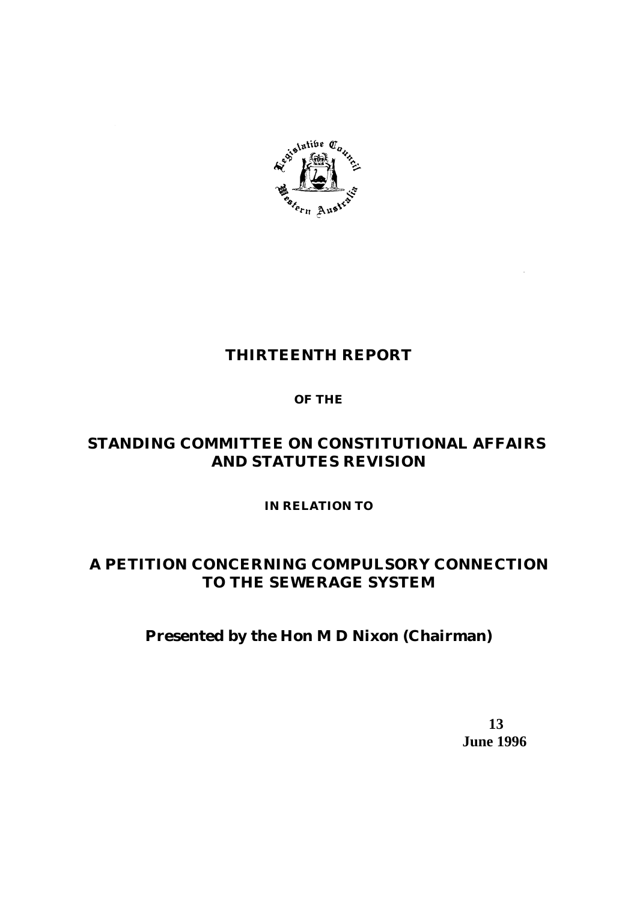# THIRTEENTH REPORT

**OF THE**

## STANDING COMMITTEE ON CONSTITUTIONAL AFFAIRS AND STATUTES REVISION

**IN RELATION TO**

## A PETITION CONCERNING COMPULSORY CONNECTION TO THE SEWERAGE SYSTEM

**Presented by the Hon M D Nixon (Chairman)**

**13 June 1996**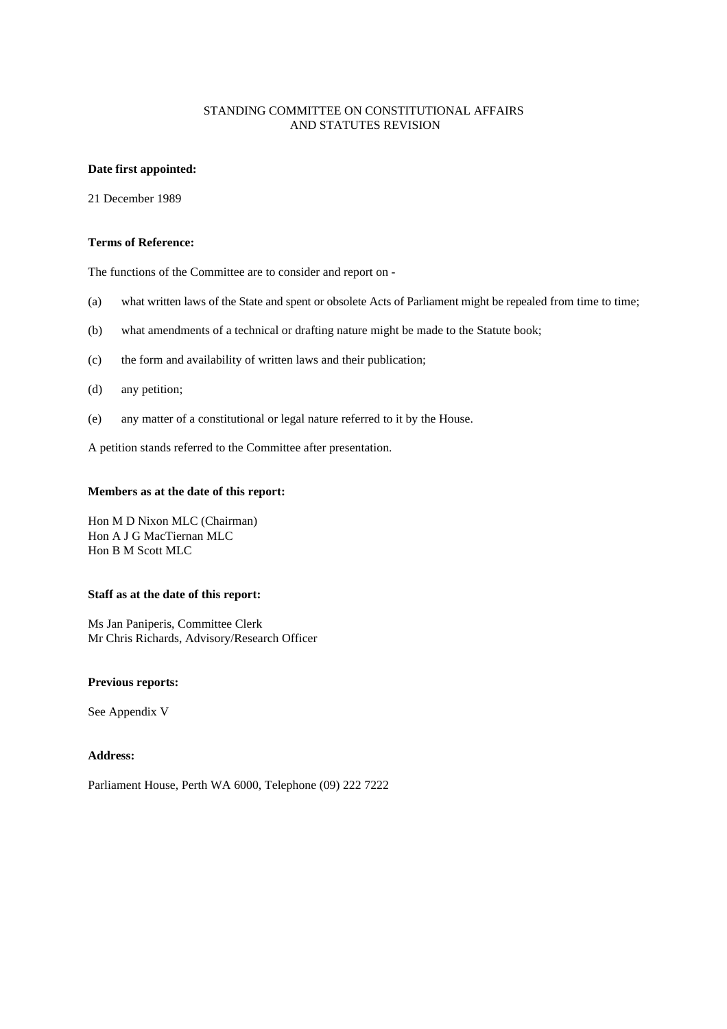# STANDING COMMITTEE ON CONSTITUTIONAL AFFAIRS AND STATUTES REVISION

**Date first appointed:**

21 December 1989

**Terms of Reference:**

The functions of the Committee are to consider and report on -

(a) what written laws of the State and spent or obsolete Acts of Parliament might be repealed from time to time;

(b) what amendments of a technical or drafting nature might be made to the Statute book;

(c) the form and availability of written laws and their publication;

(d) any petition;

(e) any matter of a constitutional or legal nature referred to it by the House.

A petition stands referred to the Committee after presentation.

**Members as at the date of this report:**

Hon M D Nixon MLC (Chairman)
Hon A J G MacTiernan MLC
Hon B M Scott MLC

**Staff as at the date of this report:**

Ms Jan Paniperis, Committee Clerk
Mr Chris Richards, Advisory/Research Officer

**Previous reports:**

See Appendix V

**Address:**

Parliament House, Perth WA 6000, Telephone (09) 222 7222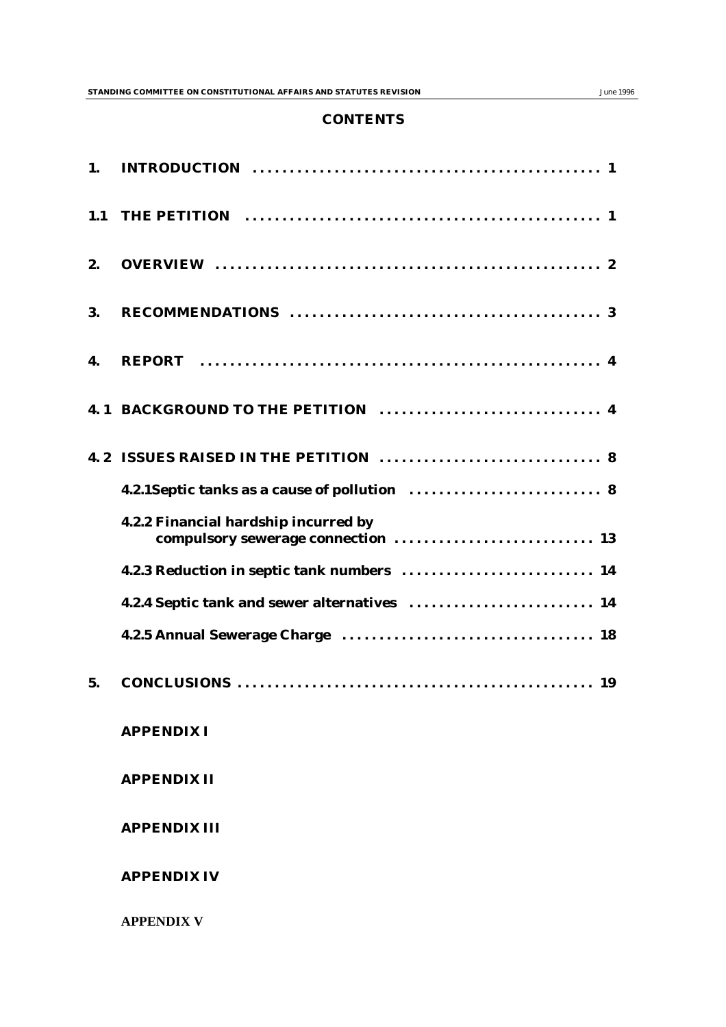## CONTENTS

| | | |
|---|---|---|
| **1.** | **INTRODUCTION** | **1** |
| **1.1** | **THE PETITION** | **1** |
| **2.** | **OVERVIEW** | **2** |
| **3.** | **RECOMMENDATIONS** | **3** |
| **4.** | **REPORT** | **4** |
| **4. 1** | **BACKGROUND TO THE PETITION** | **4** |
| **4. 2** | **ISSUES RAISED IN THE PETITION** | **8** |
| | **4.2.1Septic tanks as a cause of pollution** | **8** |
| | **4.2.2 Financial hardship incurred by compulsory sewerage connection** | **13** |
| | **4.2.3 Reduction in septic tank numbers** | **14** |
| | **4.2.4 Septic tank and sewer alternatives** | **14** |
| | **4.2.5 Annual Sewerage Charge** | **18** |
| **5.** | **CONCLUSIONS** | **19** |

**APPENDIX I**

**APPENDIX II**

**APPENDIX III**

**APPENDIX IV**

**APPENDIX V**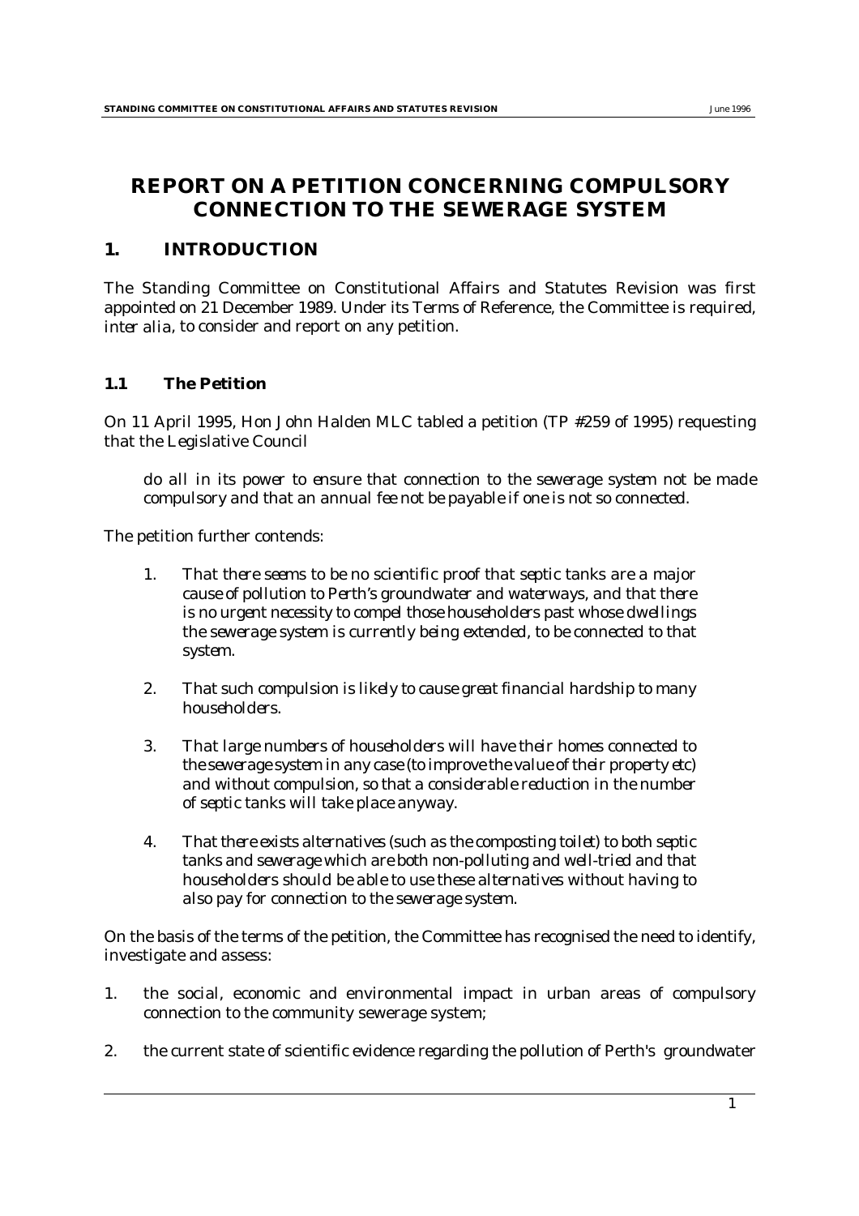# REPORT ON A PETITION CONCERNING COMPULSORY CONNECTION TO THE SEWERAGE SYSTEM

## 1. INTRODUCTION

The Standing Committee on Constitutional Affairs and Statutes Revision was first appointed on 21 December 1989. Under its Terms of Reference, the Committee is required, *inter alia*, to consider and report on any petition.

### 1.1 The Petition

On 11 April 1995, Hon John Halden MLC tabled a petition (TP #259 of 1995) requesting that the Legislative Council

> *do all in its power to ensure that connection to the sewerage system not be made compulsory and that an annual fee not be payable if one is not so connected.*

The petition further contends:

1. *That there seems to be no scientific proof that septic tanks are a major cause of pollution to Perth's groundwater and waterways, and that there is no urgent necessity to compel those householders past whose dwellings the sewerage system is currently being extended, to be connected to that system.*

2. *That such compulsion is likely to cause great financial hardship to many householders.*

3. *That large numbers of householders will have their homes connected to the sewerage system in any case (to improve the value of their property etc) and without compulsion, so that a considerable reduction in the number of septic tanks will take place anyway.*

4. *That there exists alternatives (such as the composting toilet) to both septic tanks and sewerage which are both non-polluting and well-tried and that householders should be able to use these alternatives without having to also pay for connection to the sewerage system.*

On the basis of the terms of the petition, the Committee has recognised the need to identify, investigate and assess:

1. the social, economic and environmental impact in urban areas of compulsory connection to the community sewerage system;

2. the current state of scientific evidence regarding the pollution of Perth's groundwater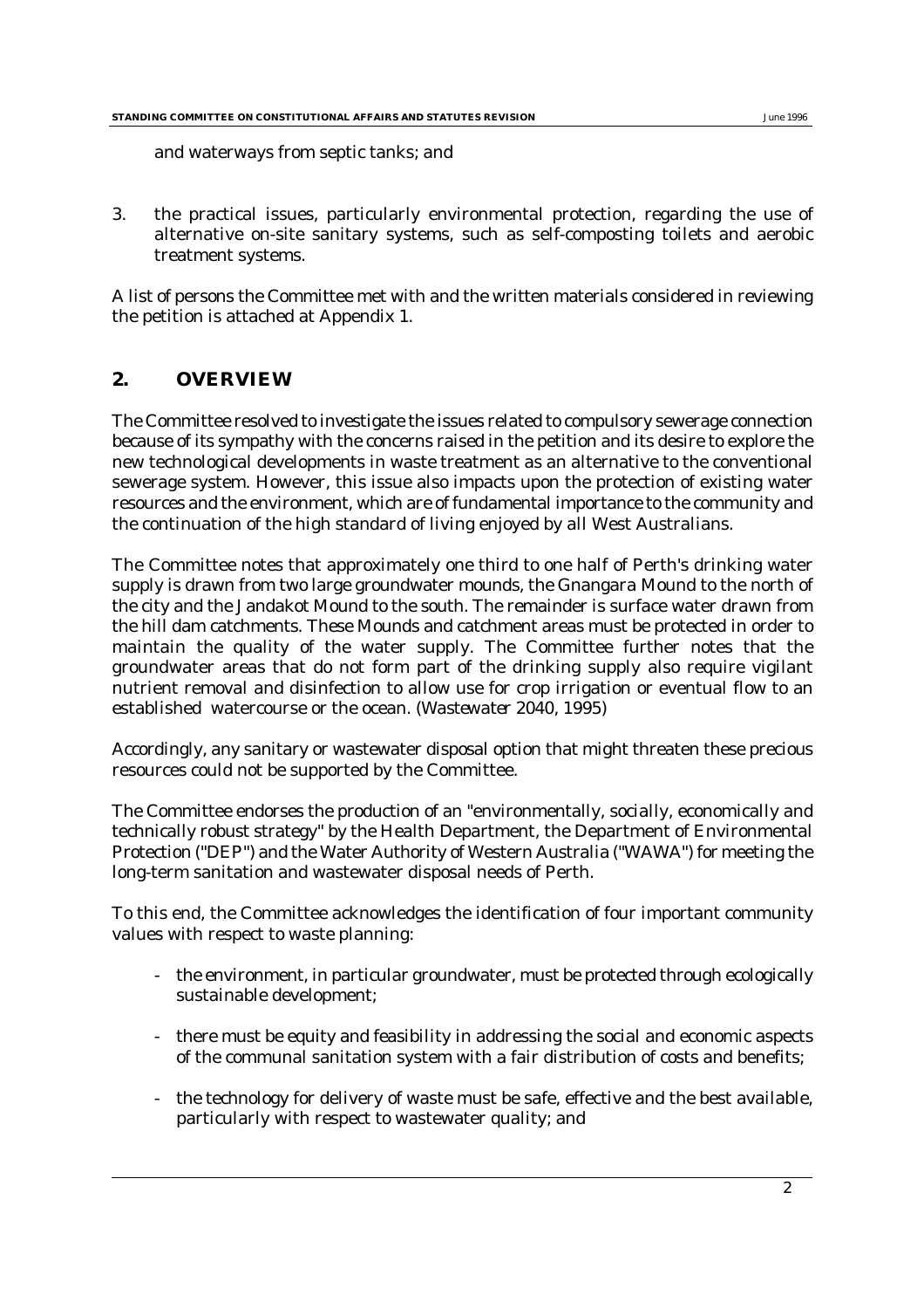and waterways from septic tanks; and

3. the practical issues, particularly environmental protection, regarding the use of alternative on-site sanitary systems, such as self-composting toilets and aerobic treatment systems.

A list of persons the Committee met with and the written materials considered in reviewing the petition is attached at Appendix 1.

## 2. OVERVIEW

The Committee resolved to investigate the issues related to compulsory sewerage connection because of its sympathy with the concerns raised in the petition and its desire to explore the new technological developments in waste treatment as an alternative to the conventional sewerage system. However, this issue also impacts upon the protection of existing water resources and the environment, which are of fundamental importance to the community and the continuation of the high standard of living enjoyed by all West Australians.

The Committee notes that approximately one third to one half of Perth's drinking water supply is drawn from two large groundwater mounds, the Gnangara Mound to the north of the city and the Jandakot Mound to the south. The remainder is surface water drawn from the hill dam catchments. These Mounds and catchment areas must be protected in order to maintain the quality of the water supply. The Committee further notes that the groundwater areas that do not form part of the drinking supply also require vigilant nutrient removal and disinfection to allow use for crop irrigation or eventual flow to an established watercourse or the ocean. (*Wastewater 2040*, 1995)

Accordingly, any sanitary or wastewater disposal option that might threaten these precious resources could not be supported by the Committee.

The Committee endorses the production of an "environmentally, socially, economically and technically robust strategy" by the Health Department, the Department of Environmental Protection ("DEP") and the Water Authority of Western Australia ("WAWA") for meeting the long-term sanitation and wastewater disposal needs of Perth.

To this end, the Committee acknowledges the identification of four important community values with respect to waste planning:

- the environment, in particular groundwater, must be protected through ecologically sustainable development;

- there must be equity and feasibility in addressing the social and economic aspects of the communal sanitation system with a fair distribution of costs and benefits;

- the technology for delivery of waste must be safe, effective and the best available, particularly with respect to wastewater quality; and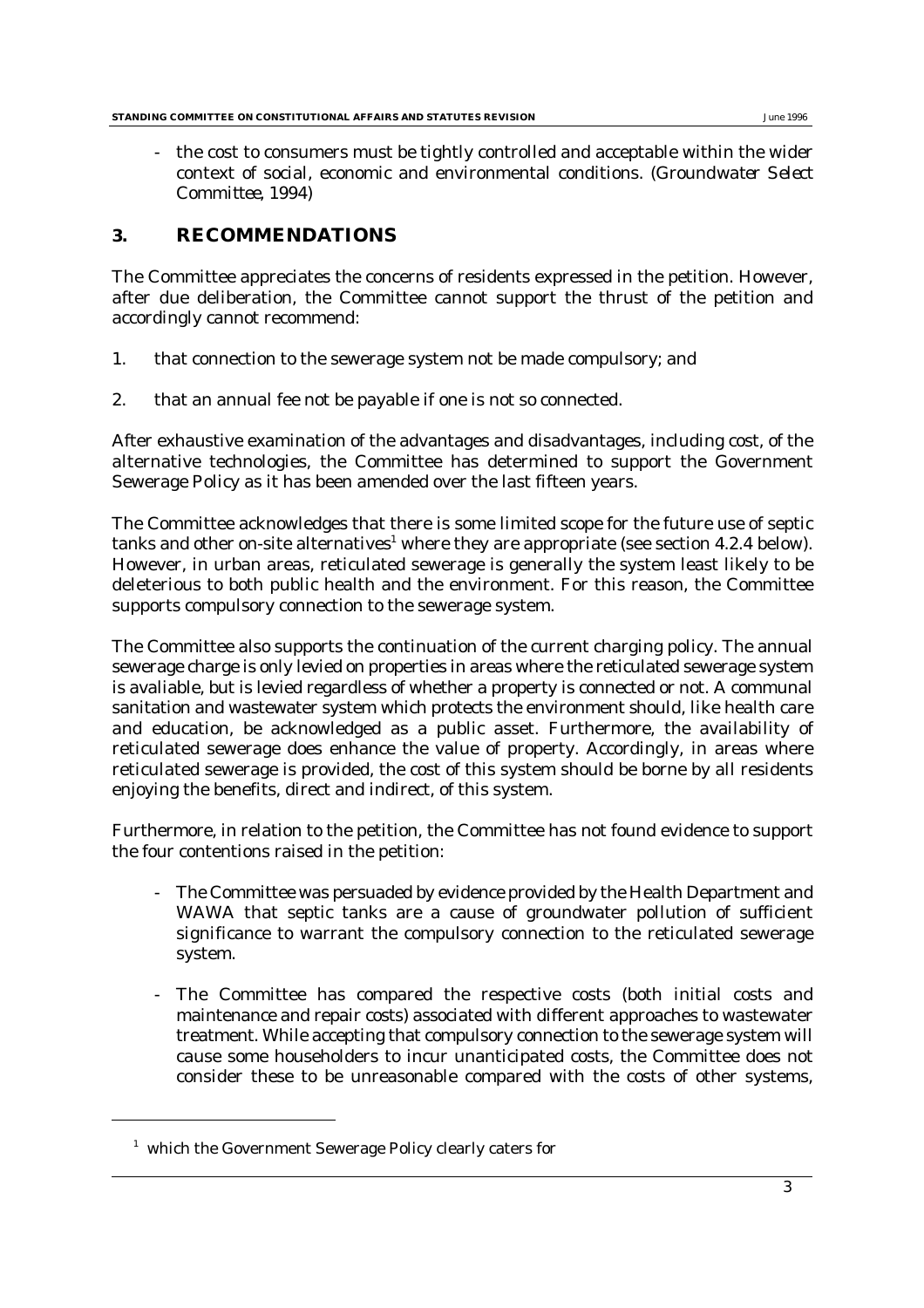- the cost to consumers must be tightly controlled and acceptable within the wider context of social, economic and environmental conditions. (*Groundwater Select Committee*, 1994)

## 3. RECOMMENDATIONS

The Committee appreciates the concerns of residents expressed in the petition. However, after due deliberation, the Committee cannot support the thrust of the petition and accordingly cannot recommend:

1. that connection to the sewerage system not be made compulsory; and

2. that an annual fee not be payable if one is not so connected.

After exhaustive examination of the advantages and disadvantages, including cost, of the alternative technologies, the Committee has determined to support the Government Sewerage Policy as it has been amended over the last fifteen years.

The Committee acknowledges that there is some limited scope for the future use of septic tanks and other on-site alternatives[1] where they are appropriate (see section 4.2.4 below). However, in urban areas, reticulated sewerage is generally the system least likely to be deleterious to both public health and the environment. For this reason, the Committee supports compulsory connection to the sewerage system.

The Committee also supports the continuation of the current charging policy. The annual sewerage charge is only levied on properties in areas where the reticulated sewerage system is avaliable, but is levied regardless of whether a property is connected or not. A communal sanitation and wastewater system which protects the environment should, like health care and education, be acknowledged as a public asset. Furthermore, the availability of reticulated sewerage does enhance the value of property. Accordingly, in areas where reticulated sewerage is provided, the cost of this system should be borne by all residents enjoying the benefits, direct and indirect, of this system.

Furthermore, in relation to the petition, the Committee has not found evidence to support the four contentions raised in the petition:

- The Committee was persuaded by evidence provided by the Health Department and WAWA that septic tanks are a cause of groundwater pollution of sufficient significance to warrant the compulsory connection to the reticulated sewerage system.

- The Committee has compared the respective costs (both initial costs and maintenance and repair costs) associated with different approaches to wastewater treatment. While accepting that compulsory connection to the sewerage system will cause some householders to incur unanticipated costs, the Committee does not consider these to be unreasonable compared with the costs of other systems,

---

[1] which the Government Sewerage Policy clearly caters for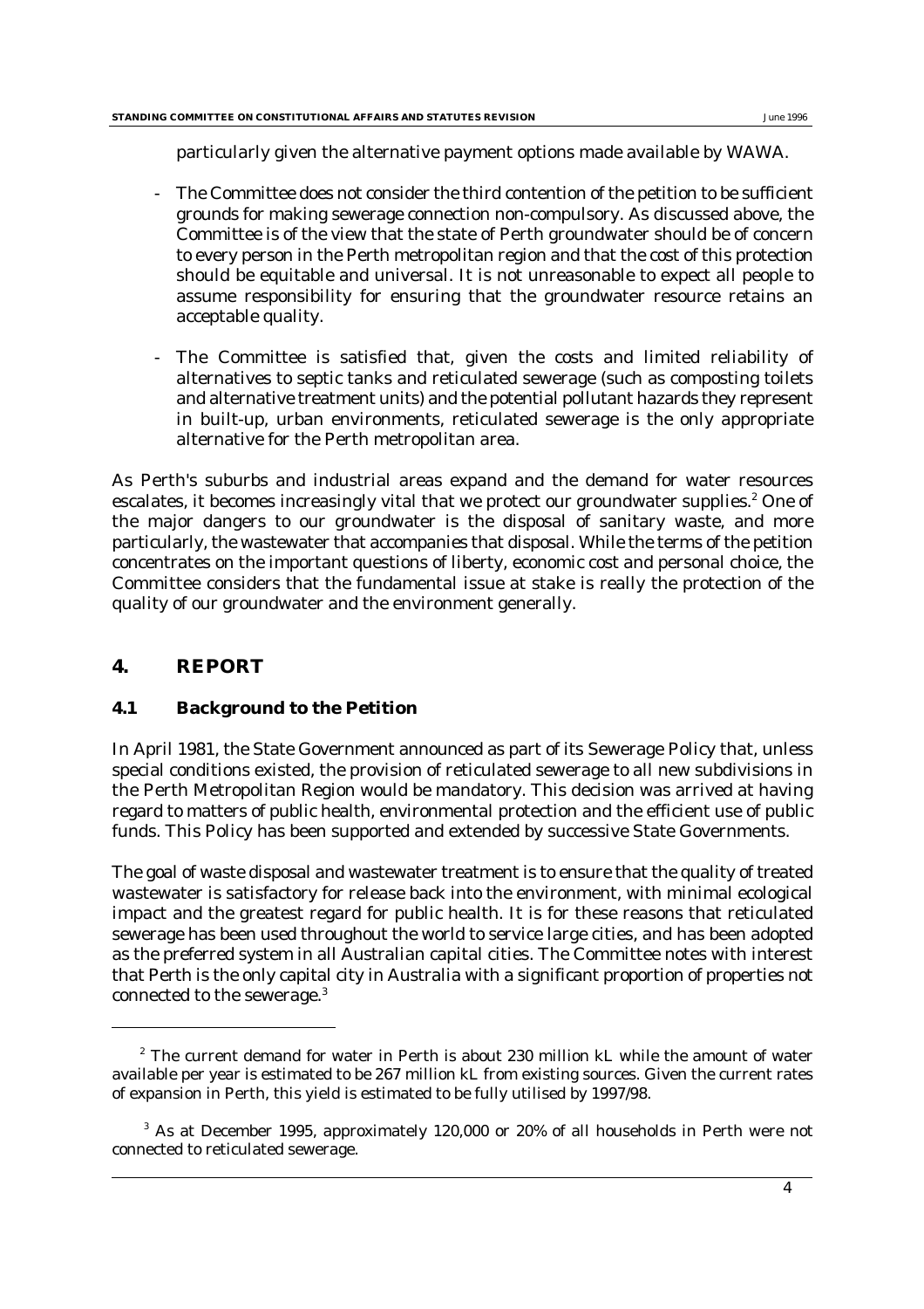particularly given the alternative payment options made available by WAWA.

- The Committee does not consider the third contention of the petition to be sufficient grounds for making sewerage connection non-compulsory. As discussed above, the Committee is of the view that the state of Perth groundwater should be of concern to every person in the Perth metropolitan region and that the cost of this protection should be equitable and universal. It is not unreasonable to expect all people to assume responsibility for ensuring that the groundwater resource retains an acceptable quality.
- The Committee is satisfied that, given the costs and limited reliability of alternatives to septic tanks and reticulated sewerage (such as composting toilets and alternative treatment units) and the potential pollutant hazards they represent in built-up, urban environments, reticulated sewerage is the only appropriate alternative for the Perth metropolitan area.

As Perth's suburbs and industrial areas expand and the demand for water resources escalates, it becomes increasingly vital that we protect our groundwater supplies.[2] One of the major dangers to our groundwater is the disposal of sanitary waste, and more particularly, the wastewater that accompanies that disposal. While the terms of the petition concentrates on the important questions of liberty, economic cost and personal choice, the Committee considers that the fundamental issue at stake is really the protection of the quality of our groundwater and the environment generally.

## 4. REPORT

### 4.1 Background to the Petition

In April 1981, the State Government announced as part of its Sewerage Policy that, unless special conditions existed, the provision of reticulated sewerage to all new subdivisions in the Perth Metropolitan Region would be mandatory. This decision was arrived at having regard to matters of public health, environmental protection and the efficient use of public funds. This Policy has been supported and extended by successive State Governments.

The goal of waste disposal and wastewater treatment is to ensure that the quality of treated wastewater is satisfactory for release back into the environment, with minimal ecological impact and the greatest regard for public health. It is for these reasons that reticulated sewerage has been used throughout the world to service large cities, and has been adopted as the preferred system in all Australian capital cities. The Committee notes with interest that Perth is the only capital city in Australia with a significant proportion of properties not connected to the sewerage.[3]

---

[2] The current demand for water in Perth is about 230 million kL while the amount of water available per year is estimated to be 267 million kL from existing sources. Given the current rates of expansion in Perth, this yield is estimated to be fully utilised by 1997/98.

[3] As at December 1995, approximately 120,000 or 20% of all households in Perth were not connected to reticulated sewerage.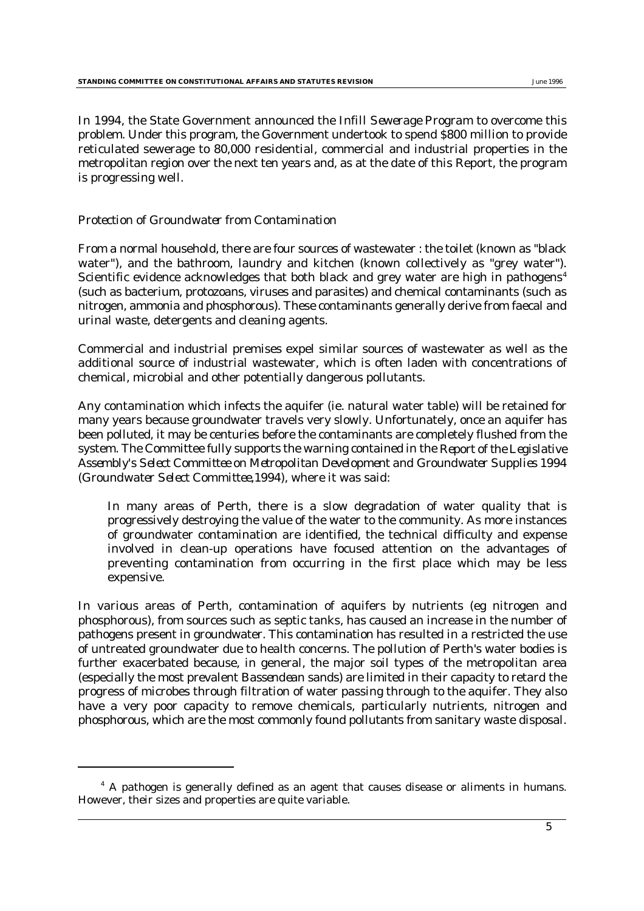In 1994, the State Government announced the *Infill Sewerage Program* to overcome this problem. Under this program, the Government undertook to spend $800 million to provide reticulated sewerage to 80,000 residential, commercial and industrial properties in the metropolitan region over the next ten years and, as at the date of this Report, the program is progressing well.

*Protection of Groundwater from Contamination*

From a normal household, there are four sources of wastewater : the toilet (known as "black water"), and the bathroom, laundry and kitchen (known collectively as "grey water"). Scientific evidence acknowledges that both black and grey water are high in pathogens[4] (such as bacterium, protozoans, viruses and parasites) and chemical contaminants (such as nitrogen, ammonia and phosphorous). These contaminants generally derive from faecal and urinal waste, detergents and cleaning agents.

Commercial and industrial premises expel similar sources of wastewater as well as the additional source of industrial wastewater, which is often laden with concentrations of chemical, microbial and other potentially dangerous pollutants.

Any contamination which infects the aquifer (ie. natural water table) will be retained for many years because groundwater travels very slowly. Unfortunately, once an aquifer has been polluted, it may be centuries before the contaminants are completely flushed from the system. The Committee fully supports the warning contained in the *Report of the Legislative Assembly's Select Committee on Metropolitan Development and Groundwater Supplies 1994* (*Groundwater Select Committee*,1994), where it was said:

> In many areas of Perth, there is a slow degradation of water quality that is progressively destroying the value of the water to the community. As more instances of groundwater contamination are identified, the technical difficulty and expense involved in clean-up operations have focused attention on the advantages of preventing contamination from occurring in the first place which may be less expensive.

In various areas of Perth, contamination of aquifers by nutrients (eg nitrogen and phosphorous), from sources such as septic tanks, has caused an increase in the number of pathogens present in groundwater. This contamination has resulted in a restricted the use of untreated groundwater due to health concerns. The pollution of Perth's water bodies is further exacerbated because, in general, the major soil types of the metropolitan area (especially the most prevalent *Bassendean* sands) are limited in their capacity to retard the progress of microbes through filtration of water passing through to the aquifer. They also have a very poor capacity to remove chemicals, particularly nutrients, nitrogen and phosphorous, which are the most commonly found pollutants from sanitary waste disposal.

[4] A pathogen is generally defined as an agent that causes disease or aliments in humans. However, their sizes and properties are quite variable.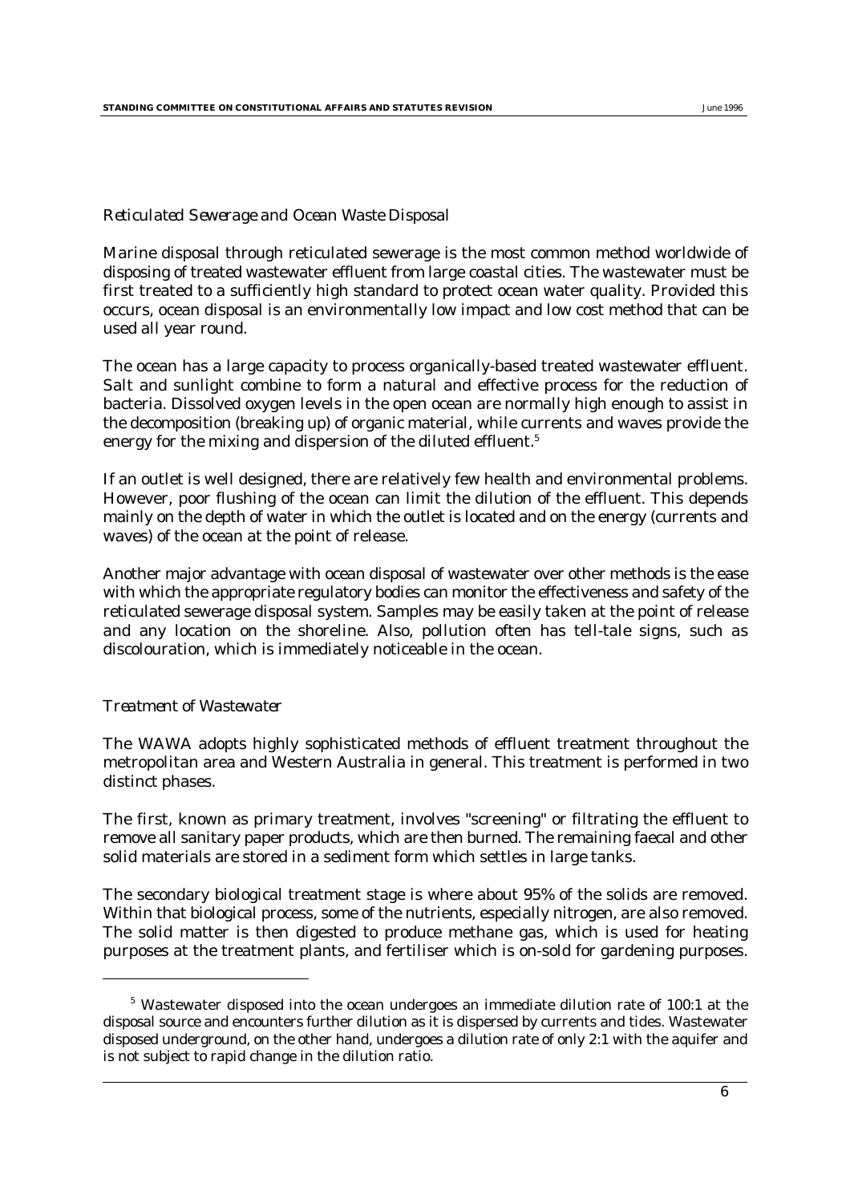*Reticulated Sewerage and Ocean Waste Disposal*

Marine disposal through reticulated sewerage is the most common method worldwide of disposing of treated wastewater effluent from large coastal cities. The wastewater must be first treated to a sufficiently high standard to protect ocean water quality. Provided this occurs, ocean disposal is an environmentally low impact and low cost method that can be used all year round.

The ocean has a large capacity to process organically-based treated wastewater effluent. Salt and sunlight combine to form a natural and effective process for the reduction of bacteria. Dissolved oxygen levels in the open ocean are normally high enough to assist in the decomposition (breaking up) of organic material, while currents and waves provide the energy for the mixing and dispersion of the diluted effluent.[5]

If an outlet is well designed, there are relatively few health and environmental problems. However, poor flushing of the ocean can limit the dilution of the effluent. This depends mainly on the depth of water in which the outlet is located and on the energy (currents and waves) of the ocean at the point of release.

Another major advantage with ocean disposal of wastewater over other methods is the ease with which the appropriate regulatory bodies can monitor the effectiveness and safety of the reticulated sewerage disposal system. Samples may be easily taken at the point of release and any location on the shoreline. Also, pollution often has tell-tale signs, such as discolouration, which is immediately noticeable in the ocean.

*Treatment of Wastewater*

The WAWA adopts highly sophisticated methods of effluent treatment throughout the metropolitan area and Western Australia in general. This treatment is performed in two distinct phases.

The first, known as primary treatment, involves "screening" or filtrating the effluent to remove all sanitary paper products, which are then burned. The remaining faecal and other solid materials are stored in a sediment form which settles in large tanks.

The secondary biological treatment stage is where about 95% of the solids are removed. Within that biological process, some of the nutrients, especially nitrogen, are also removed. The solid matter is then digested to produce methane gas, which is used for heating purposes at the treatment plants, and fertiliser which is on-sold for gardening purposes.

---

[5] Wastewater disposed into the ocean undergoes an immediate dilution rate of 100:1 at the disposal source and encounters further dilution as it is dispersed by currents and tides. Wastewater disposed underground, on the other hand, undergoes a dilution rate of only 2:1 with the aquifer and is not subject to rapid change in the dilution ratio.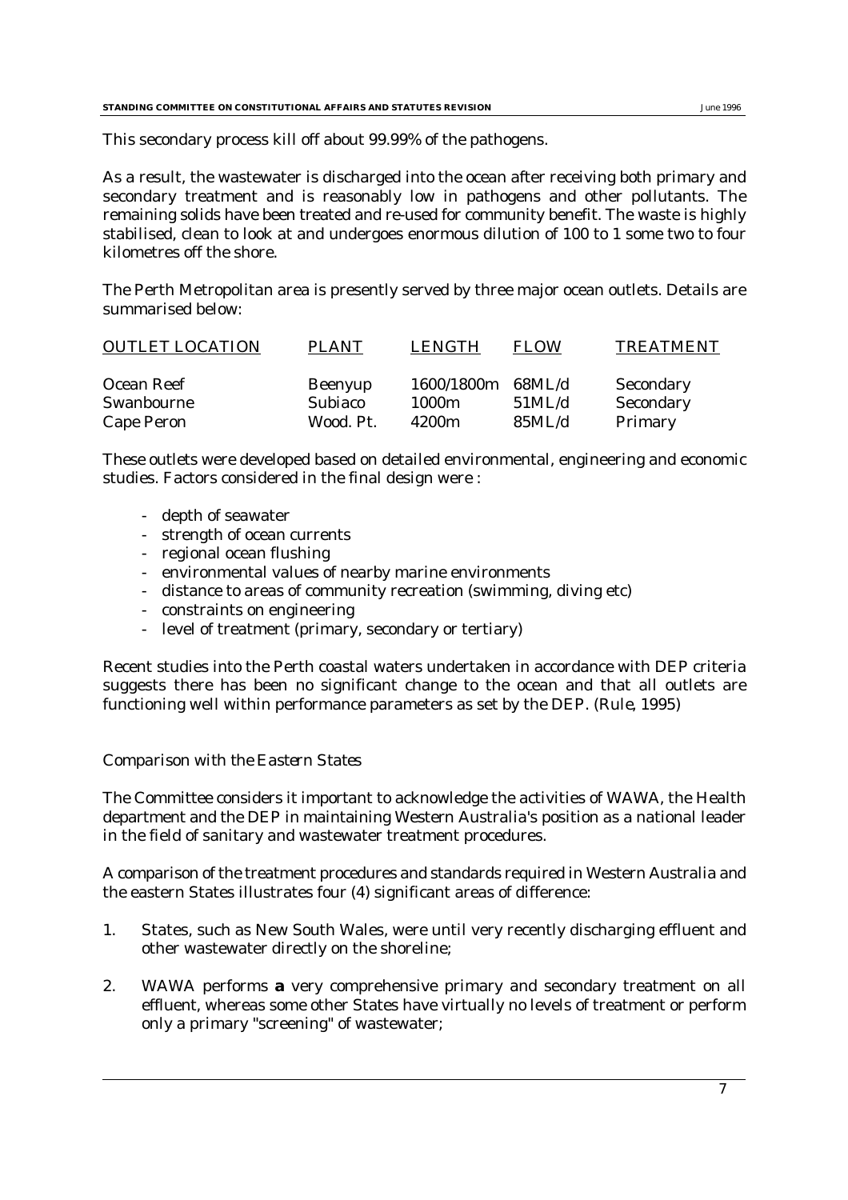This secondary process kill off about 99.99% of the pathogens.

As a result, the wastewater is discharged into the ocean after receiving both primary and secondary treatment and is reasonably low in pathogens and other pollutants. The remaining solids have been treated and re-used for community benefit. The waste is highly stabilised, clean to look at and undergoes enormous dilution of 100 to 1 some two to four kilometres off the shore.

The Perth Metropolitan area is presently served by three major ocean outlets. Details are summarised below:

| OUTLET LOCATION | PLANT | LENGTH | FLOW | TREATMENT |
|---|---|---|---|---|
| Ocean Reef | Beenyup | 1600/1800m | 68ML/d | Secondary |
| Swanbourne | Subiaco | 1000m | 51ML/d | Secondary |
| Cape Peron | Wood. Pt. | 4200m | 85ML/d | Primary |

These outlets were developed based on detailed environmental, engineering and economic studies. Factors considered in the final design were :

- depth of seawater
- strength of ocean currents
- regional ocean flushing
- environmental values of nearby marine environments
- distance to areas of community recreation (swimming, diving etc)
- constraints on engineering
- level of treatment (primary, secondary or tertiary)

Recent studies into the Perth coastal waters undertaken in accordance with DEP criteria suggests there has been no significant change to the ocean and that all outlets are functioning well within performance parameters as set by the DEP. (Rule, 1995)

*Comparison with the Eastern States*

The Committee considers it important to acknowledge the activities of WAWA, the Health department and the DEP in maintaining Western Australia's position as a national leader in the field of sanitary and wastewater treatment procedures.

A comparison of the treatment procedures and standards required in Western Australia and the eastern States illustrates four (4) significant areas of difference:

1. States, such as New South Wales, were until very recently discharging effluent and other wastewater directly on the shoreline;

2. WAWA performs **a** very comprehensive primary and secondary treatment on all effluent, whereas some other States have virtually no levels of treatment or perform only a primary "screening" of wastewater;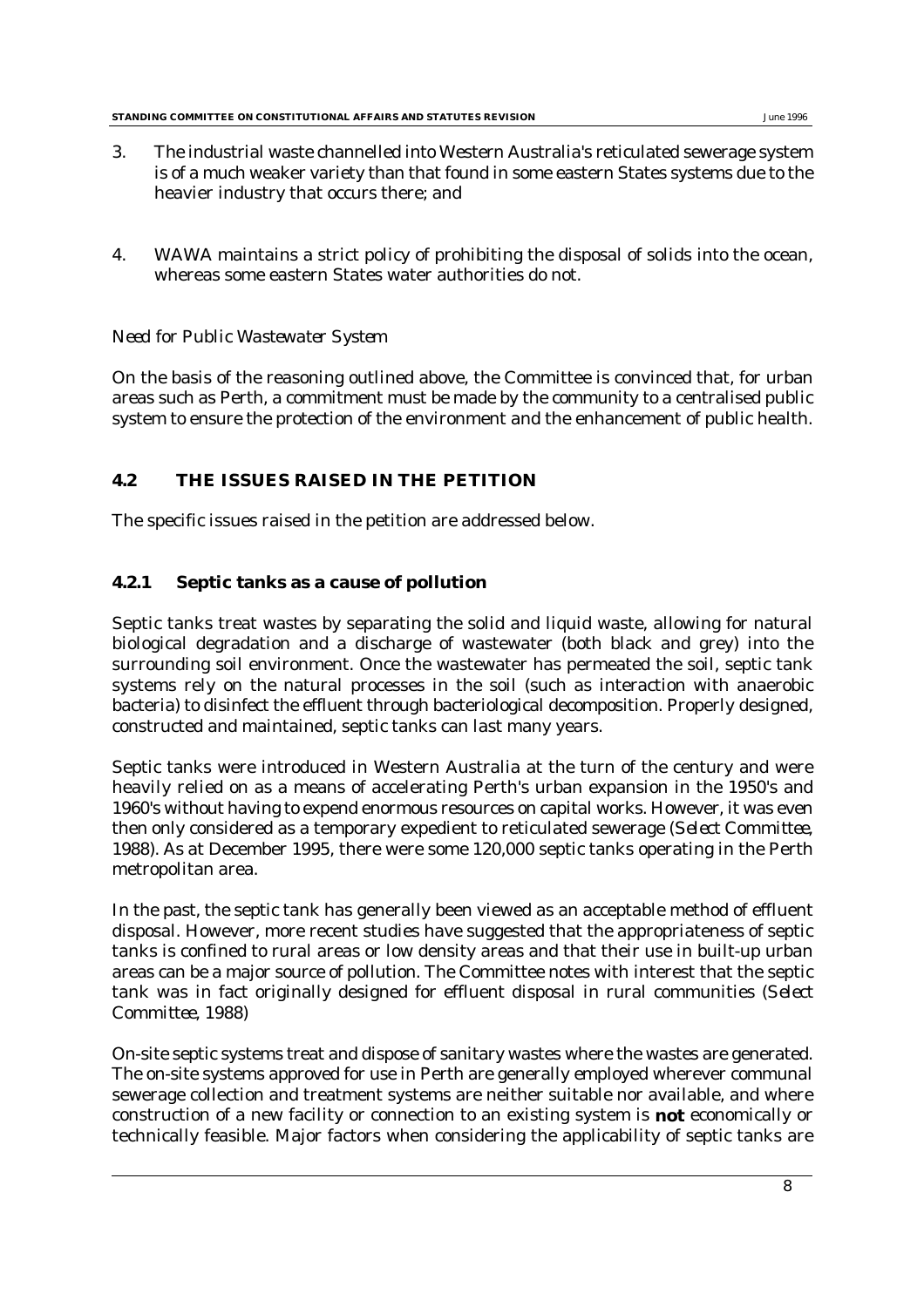3. The industrial waste channelled into Western Australia's reticulated sewerage system is of a much weaker variety than that found in some eastern States systems due to the heavier industry that occurs there; and

4. WAWA maintains a strict policy of prohibiting the disposal of solids into the ocean, whereas some eastern States water authorities do not.

*Need for Public Wastewater System*

On the basis of the reasoning outlined above, the Committee is convinced that, for urban areas such as Perth, a commitment must be made by the community to a centralised public system to ensure the protection of the environment and the enhancement of public health.

## 4.2 THE ISSUES RAISED IN THE PETITION

The specific issues raised in the petition are addressed below.

### 4.2.1 Septic tanks as a cause of pollution

Septic tanks treat wastes by separating the solid and liquid waste, allowing for natural biological degradation and a discharge of wastewater (both black and grey) into the surrounding soil environment. Once the wastewater has permeated the soil, septic tank systems rely on the natural processes in the soil (such as interaction with anaerobic bacteria) to disinfect the effluent through bacteriological decomposition. Properly designed, constructed and maintained, septic tanks can last many years.

Septic tanks were introduced in Western Australia at the turn of the century and were heavily relied on as a means of accelerating Perth's urban expansion in the 1950's and 1960's without having to expend enormous resources on capital works. However, it was even then only considered as a temporary expedient to reticulated sewerage (*Select Committee, 1988*). As at December 1995, there were some 120,000 septic tanks operating in the Perth metropolitan area.

In the past, the septic tank has generally been viewed as an acceptable method of effluent disposal. However, more recent studies have suggested that the appropriateness of septic tanks is confined to rural areas or low density areas and that their use in built-up urban areas can be a major source of pollution. The Committee notes with interest that the septic tank was in fact originally designed for effluent disposal in rural communities (*Select Committee, 1988*)

On-site septic systems treat and dispose of sanitary wastes where the wastes are generated. The on-site systems approved for use in Perth are generally employed wherever communal sewerage collection and treatment systems are neither suitable nor available, and where construction of a new facility or connection to an existing system is **not** economically or technically feasible. Major factors when considering the applicability of septic tanks are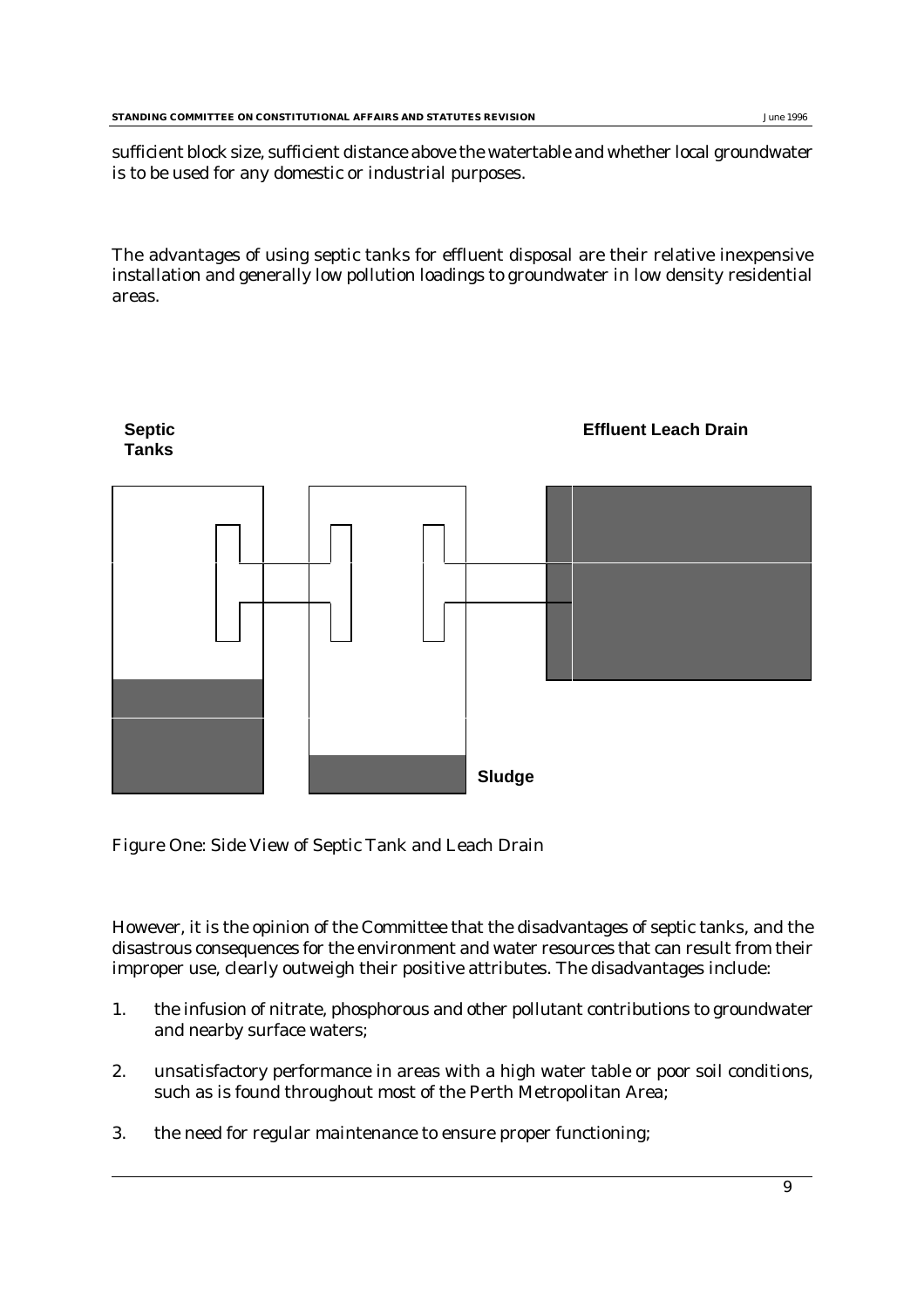sufficient block size, sufficient distance above the watertable and whether local groundwater is to be used for any domestic or industrial purposes.

The advantages of using septic tanks for effluent disposal are their relative inexpensive installation and generally low pollution loadings to groundwater in low density residential areas.

**Septic Tanks**

**Effluent Leach Drain**

**Sludge**

Figure One: Side View of Septic Tank and Leach Drain

However, it is the opinion of the Committee that the disadvantages of septic tanks, and the disastrous consequences for the environment and water resources that can result from their improper use, clearly outweigh their positive attributes. The disadvantages include:

1. the infusion of nitrate, phosphorous and other pollutant contributions to groundwater and nearby surface waters;

2. unsatisfactory performance in areas with a high water table or poor soil conditions, such as is found throughout most of the Perth Metropolitan Area;

3. the need for regular maintenance to ensure proper functioning;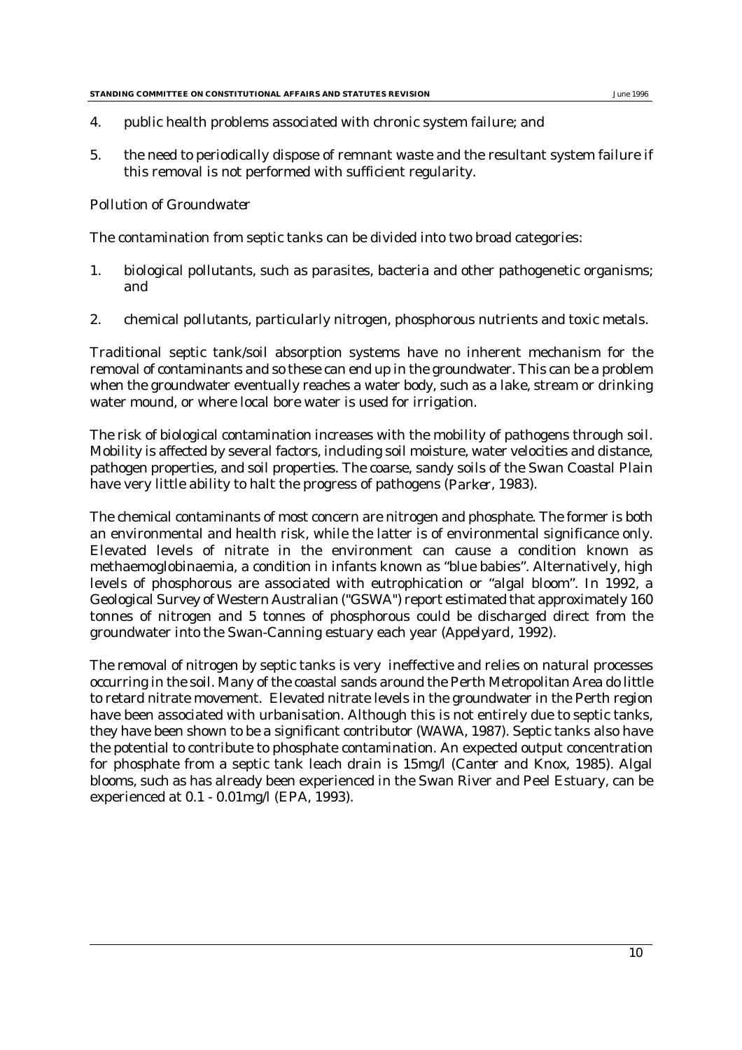4. public health problems associated with chronic system failure; and

5. the need to periodically dispose of remnant waste and the resultant system failure if this removal is not performed with sufficient regularity.

*Pollution of Groundwater*

The contamination from septic tanks can be divided into two broad categories:

1. biological pollutants, such as parasites, bacteria and other pathogenetic organisms; and

2. chemical pollutants, particularly nitrogen, phosphorous nutrients and toxic metals.

Traditional septic tank/soil absorption systems have no inherent mechanism for the removal of contaminants and so these can end up in the groundwater. This can be a problem when the groundwater eventually reaches a water body, such as a lake, stream or drinking water mound, or where local bore water is used for irrigation.

The risk of biological contamination increases with the mobility of pathogens through soil. Mobility is affected by several factors, including soil moisture, water velocities and distance, pathogen properties, and soil properties. The coarse, sandy soils of the Swan Coastal Plain have very little ability to halt the progress of pathogens (*Parker*, 1983).

The chemical contaminants of most concern are nitrogen and phosphate. The former is both an environmental and health risk, while the latter is of environmental significance only. Elevated levels of nitrate in the environment can cause a condition known as methaemoglobinaemia, a condition in infants known as "blue babies". Alternatively, high levels of phosphorous are associated with eutrophication or "algal bloom". In 1992, a Geological Survey of Western Australian ("GSWA") report estimated that approximately 160 tonnes of nitrogen and 5 tonnes of phosphorous could be discharged direct from the groundwater into the Swan-Canning estuary each year (Appelyard, 1992).

The removal of nitrogen by septic tanks is very ineffective and relies on natural processes occurring in the soil. Many of the coastal sands around the Perth Metropolitan Area do little to retard nitrate movement. Elevated nitrate levels in the groundwater in the Perth region have been associated with urbanisation. Although this is not entirely due to septic tanks, they have been shown to be a significant contributor (WAWA, 1987). Septic tanks also have the potential to contribute to phosphate contamination. An expected output concentration for phosphate from a septic tank leach drain is 15mg/l (Canter and Knox, 1985). Algal blooms, such as has already been experienced in the Swan River and Peel Estuary, can be experienced at 0.1 - 0.01mg/l (EPA, 1993).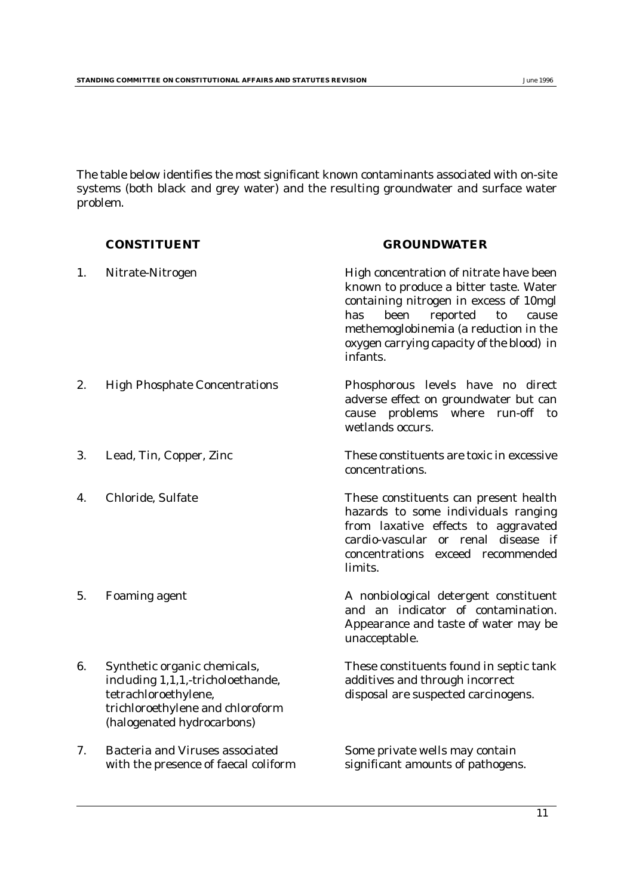The table below identifies the most significant known contaminants associated with on-site systems (both black and grey water) and the resulting groundwater and surface water problem.

| | CONSTITUENT | GROUNDWATER |
|---|---|---|
| 1. | Nitrate-Nitrogen | High concentration of nitrate have been known to produce a bitter taste. Water containing nitrogen in excess of 10mgl has been reported to cause methemoglobinemia (a reduction in the oxygen carrying capacity of the blood) in infants. |
| 2. | High Phosphate Concentrations | Phosphorous levels have no direct adverse effect on groundwater but can cause problems where run-off to wetlands occurs. |
| 3. | Lead, Tin, Copper, Zinc | These constituents are toxic in excessive concentrations. |
| 4. | Chloride, Sulfate | These constituents can present health hazards to some individuals ranging from laxative effects to aggravated cardio-vascular or renal disease if concentrations exceed recommended limits. |
| 5. | Foaming agent | A nonbiological detergent constituent and an indicator of contamination. Appearance and taste of water may be unacceptable. |
| 6. | Synthetic organic chemicals, including 1,1,1,-tricholoethande, tetrachloroethylene, trichloroethylene and chloroform (halogenated hydrocarbons) | These constituents found in septic tank additives and through incorrect disposal are suspected carcinogens. |
| 7. | Bacteria and Viruses associated with the presence of faecal coliform | Some private wells may contain significant amounts of pathogens. |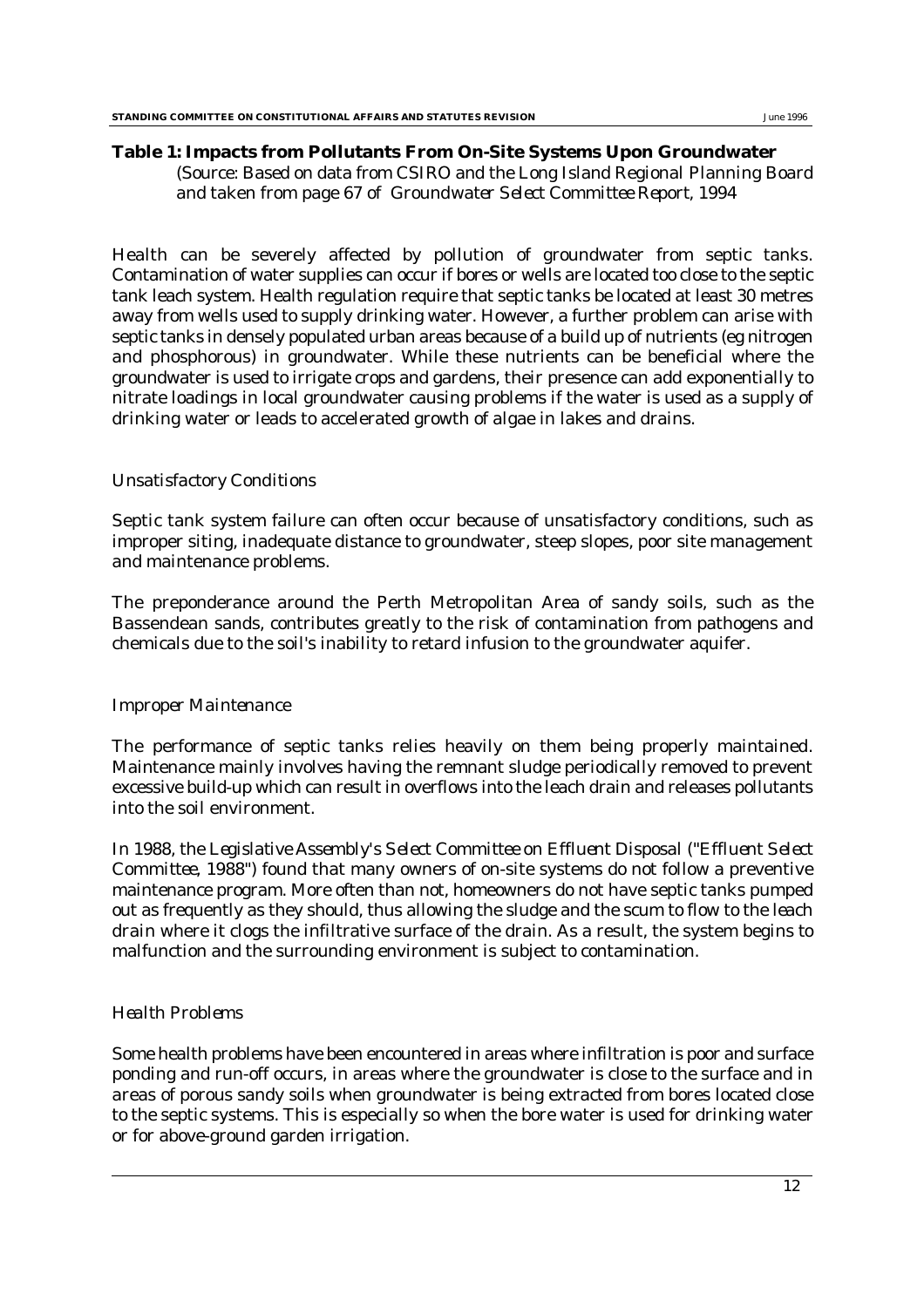**Table 1: Impacts from Pollutants From On-Site Systems Upon Groundwater**
(Source: Based on data from CSIRO and the Long Island Regional Planning Board and taken from page 67 of *Groundwater Select Committee Report*, 1994

Health can be severely affected by pollution of groundwater from septic tanks. Contamination of water supplies can occur if bores or wells are located too close to the septic tank leach system. Health regulation require that septic tanks be located at least 30 metres away from wells used to supply drinking water. However, a further problem can arise with septic tanks in densely populated urban areas because of a build up of nutrients (eg nitrogen and phosphorous) in groundwater. While these nutrients can be beneficial where the groundwater is used to irrigate crops and gardens, their presence can add exponentially to nitrate loadings in local groundwater causing problems if the water is used as a supply of drinking water or leads to accelerated growth of algae in lakes and drains.

*Unsatisfactory Conditions*

Septic tank system failure can often occur because of unsatisfactory conditions, such as improper siting, inadequate distance to groundwater, steep slopes, poor site management and maintenance problems.

The preponderance around the Perth Metropolitan Area of sandy soils, such as the Bassendean sands, contributes greatly to the risk of contamination from pathogens and chemicals due to the soil's inability to retard infusion to the groundwater aquifer.

*Improper Maintenance*

The performance of septic tanks relies heavily on them being properly maintained. Maintenance mainly involves having the remnant sludge periodically removed to prevent excessive build-up which can result in overflows into the leach drain and releases pollutants into the soil environment.

In 1988, the *Legislative Assembly's Select Committee on Effluent Disposal* ("*Effluent Select Committee, 1988*") found that many owners of on-site systems do not follow a preventive maintenance program. More often than not, homeowners do not have septic tanks pumped out as frequently as they should, thus allowing the sludge and the scum to flow to the leach drain where it clogs the infiltrative surface of the drain. As a result, the system begins to malfunction and the surrounding environment is subject to contamination.

*Health Problems*

Some health problems have been encountered in areas where infiltration is poor and surface ponding and run-off occurs, in areas where the groundwater is close to the surface and in areas of porous sandy soils when groundwater is being extracted from bores located close to the septic systems. This is especially so when the bore water is used for drinking water or for above-ground garden irrigation.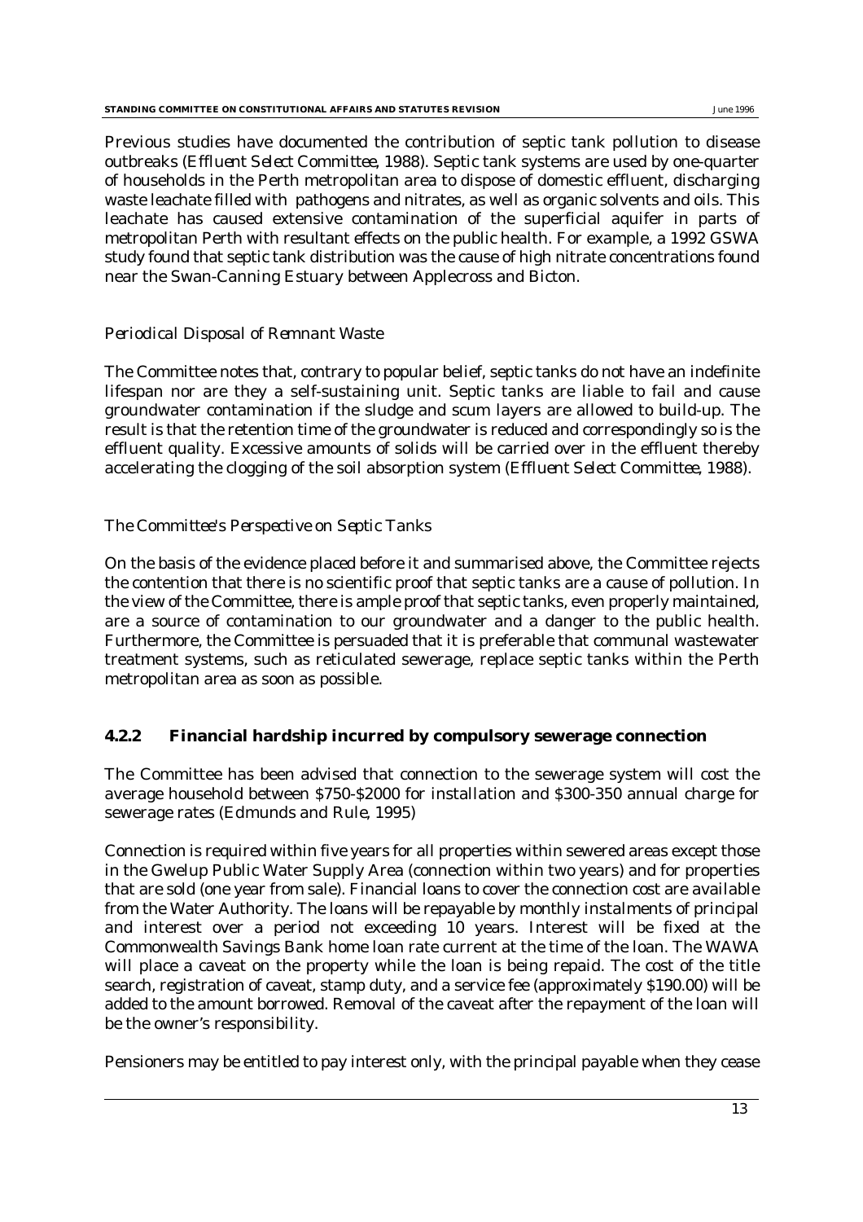Previous studies have documented the contribution of septic tank pollution to disease outbreaks (*Effluent Select Committee, 1988*). Septic tank systems are used by one-quarter of households in the Perth metropolitan area to dispose of domestic effluent, discharging waste leachate filled with pathogens and nitrates, as well as organic solvents and oils. This leachate has caused extensive contamination of the superficial aquifer in parts of metropolitan Perth with resultant effects on the public health. For example, a 1992 GSWA study found that septic tank distribution was the cause of high nitrate concentrations found near the Swan-Canning Estuary between Applecross and Bicton.

*Periodical Disposal of Remnant Waste*

The Committee notes that, contrary to popular belief, septic tanks do not have an indefinite lifespan nor are they a self-sustaining unit. Septic tanks are liable to fail and cause groundwater contamination if the sludge and scum layers are allowed to build-up. The result is that the retention time of the groundwater is reduced and correspondingly so is the effluent quality. Excessive amounts of solids will be carried over in the effluent thereby accelerating the clogging of the soil absorption system (*Effluent Select Committee, 1988*).

*The Committee's Perspective on Septic Tanks*

On the basis of the evidence placed before it and summarised above, the Committee rejects the contention that there is no scientific proof that septic tanks are a cause of pollution. In the view of the Committee, there is ample proof that septic tanks, even properly maintained, are a source of contamination to our groundwater and a danger to the public health. Furthermore, the Committee is persuaded that it is preferable that communal wastewater treatment systems, such as reticulated sewerage, replace septic tanks within the Perth metropolitan area as soon as possible.

### 4.2.2 Financial hardship incurred by compulsory sewerage connection

The Committee has been advised that connection to the sewerage system will cost the average household between $750-$2000 for installation and $300-350 annual charge for sewerage rates (Edmunds and Rule, 1995)

Connection is required within five years for all properties within sewered areas except those in the Gwelup Public Water Supply Area (connection within two years) and for properties that are sold (one year from sale). Financial loans to cover the connection cost are available from the Water Authority. The loans will be repayable by monthly instalments of principal and interest over a period not exceeding 10 years. Interest will be fixed at the Commonwealth Savings Bank home loan rate current at the time of the loan. The WAWA will place a caveat on the property while the loan is being repaid. The cost of the title search, registration of caveat, stamp duty, and a service fee (approximately $190.00) will be added to the amount borrowed. Removal of the caveat after the repayment of the loan will be the owner's responsibility.

Pensioners may be entitled to pay interest only, with the principal payable when they cease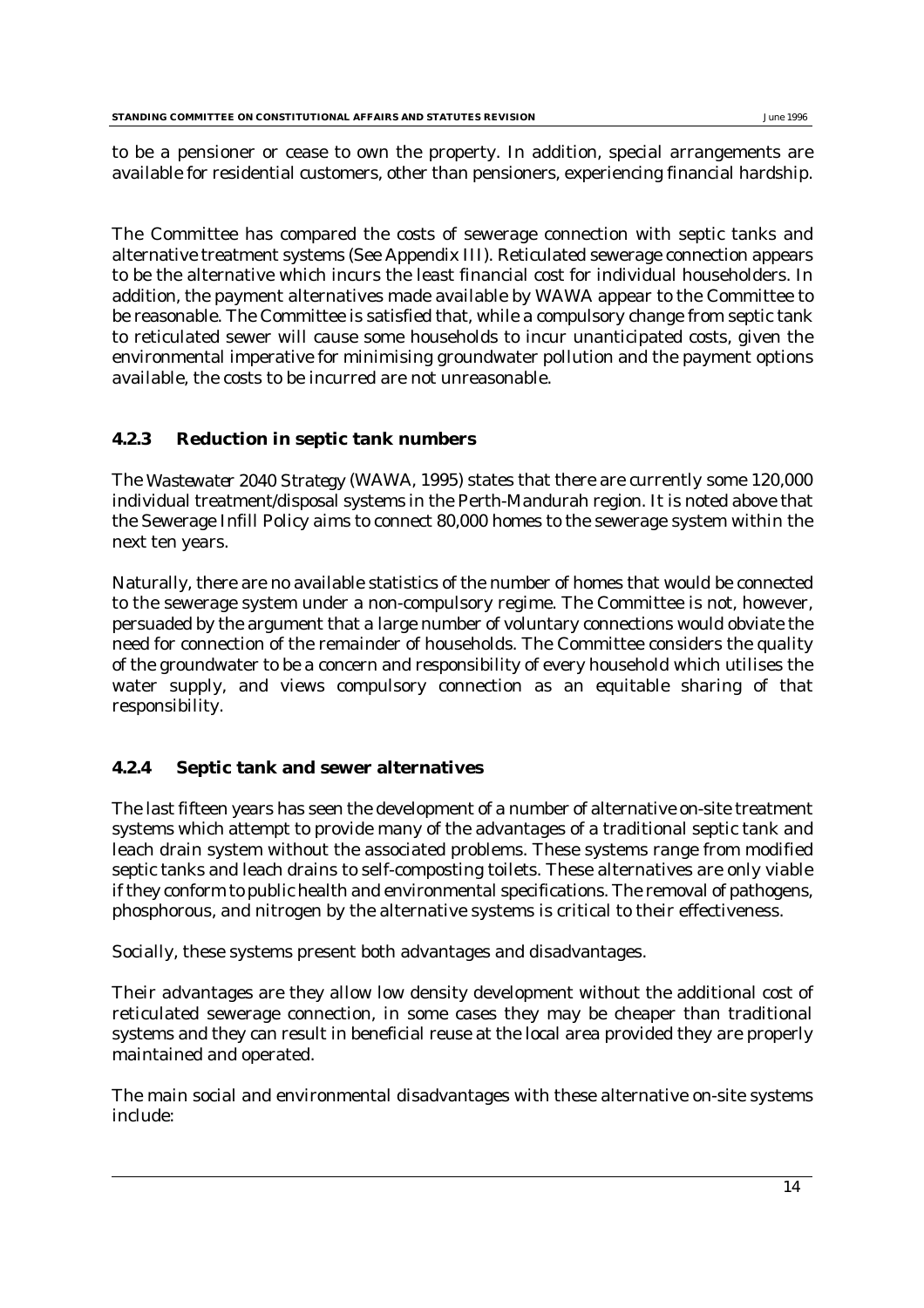to be a pensioner or cease to own the property. In addition, special arrangements are available for residential customers, other than pensioners, experiencing financial hardship.

The Committee has compared the costs of sewerage connection with septic tanks and alternative treatment systems (See Appendix III). Reticulated sewerage connection appears to be the alternative which incurs the least financial cost for individual householders. In addition, the payment alternatives made available by WAWA appear to the Committee to be reasonable. The Committee is satisfied that, while a compulsory change from septic tank to reticulated sewer will cause some households to incur unanticipated costs, given the environmental imperative for minimising groundwater pollution and the payment options available, the costs to be incurred are not unreasonable.

### 4.2.3 Reduction in septic tank numbers

The *Wastewater 2040 Strategy* (WAWA, 1995) states that there are currently some 120,000 individual treatment/disposal systems in the Perth-Mandurah region. It is noted above that the Sewerage Infill Policy aims to connect 80,000 homes to the sewerage system within the next ten years.

Naturally, there are no available statistics of the number of homes that would be connected to the sewerage system under a non-compulsory regime. The Committee is not, however, persuaded by the argument that a large number of voluntary connections would obviate the need for connection of the remainder of households. The Committee considers the quality of the groundwater to be a concern and responsibility of every household which utilises the water supply, and views compulsory connection as an equitable sharing of that responsibility.

### 4.2.4 Septic tank and sewer alternatives

The last fifteen years has seen the development of a number of alternative on-site treatment systems which attempt to provide many of the advantages of a traditional septic tank and leach drain system without the associated problems. These systems range from modified septic tanks and leach drains to self-composting toilets. These alternatives are only viable if they conform to public health and environmental specifications. The removal of pathogens, phosphorous, and nitrogen by the alternative systems is critical to their effectiveness.

Socially, these systems present both advantages and disadvantages.

Their advantages are they allow low density development without the additional cost of reticulated sewerage connection, in some cases they may be cheaper than traditional systems and they can result in beneficial reuse at the local area provided they are properly maintained and operated.

The main social and environmental disadvantages with these alternative on-site systems include: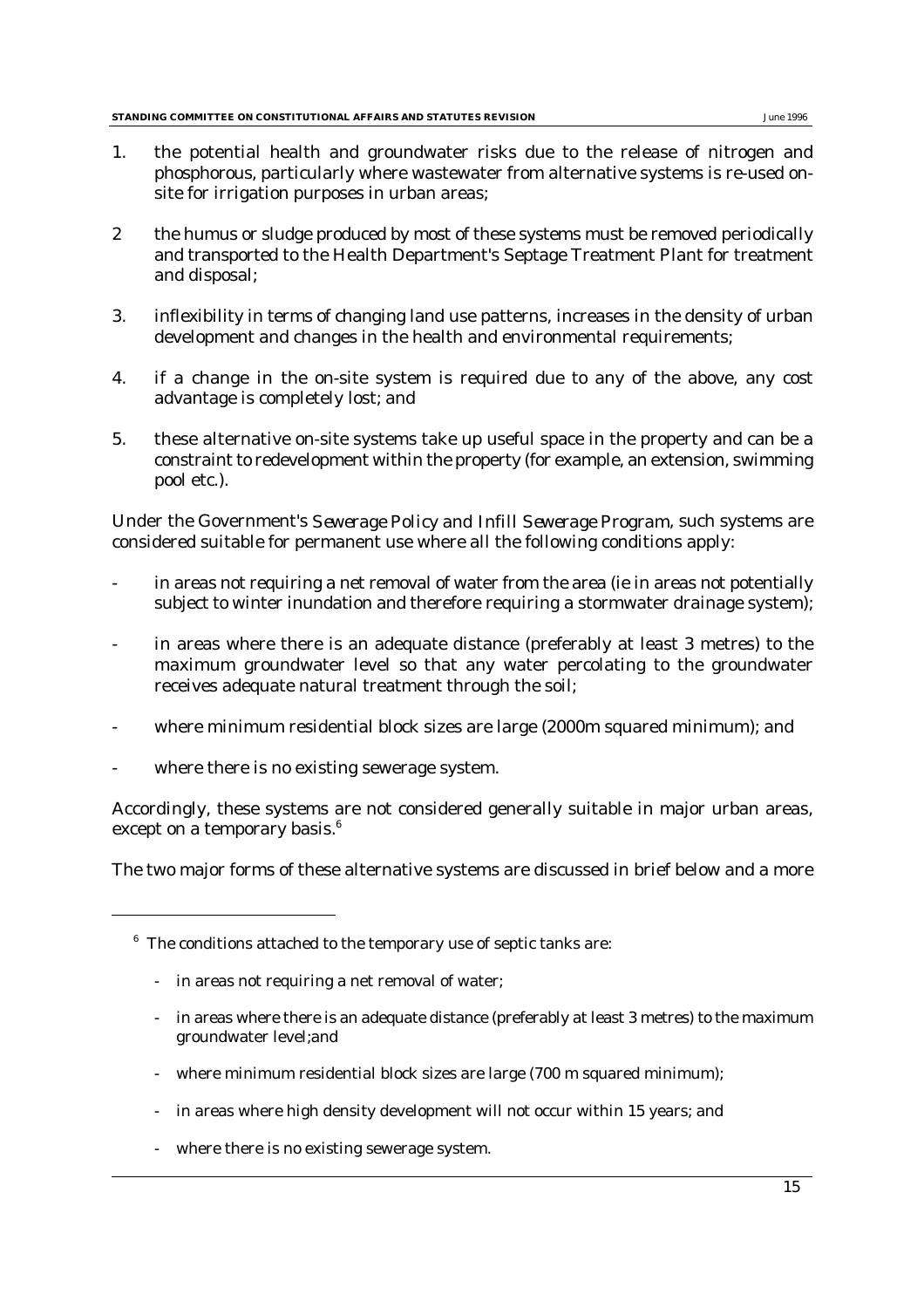1. the potential health and groundwater risks due to the release of nitrogen and phosphorous, particularly where wastewater from alternative systems is re-used on-site for irrigation purposes in urban areas;

2 the humus or sludge produced by most of these systems must be removed periodically and transported to the Health Department's Septage Treatment Plant for treatment and disposal;

3. inflexibility in terms of changing land use patterns, increases in the density of urban development and changes in the health and environmental requirements;

4. if a change in the on-site system is required due to any of the above, any cost advantage is completely lost; and

5. these alternative on-site systems take up useful space in the property and can be a constraint to redevelopment within the property (for example, an extension, swimming pool etc.).

Under the Government's *Sewerage Policy and Infill Sewerage Program*, such systems are considered suitable for permanent use where all the following conditions apply:

- in areas not requiring a net removal of water from the area (ie in areas not potentially subject to winter inundation and therefore requiring a stormwater drainage system);
- in areas where there is an adequate distance (preferably at least 3 metres) to the maximum groundwater level so that any water percolating to the groundwater receives adequate natural treatment through the soil;
- where minimum residential block sizes are large (2000m squared minimum); and
- where there is no existing sewerage system.

Accordingly, these systems are not considered generally suitable in major urban areas, except on a temporary basis.[6]

The two major forms of these alternative systems are discussed in brief below and a more

---

[6] The conditions attached to the temporary use of septic tanks are:

- in areas not requiring a net removal of water;
- in areas where there is an adequate distance (preferably at least 3 metres) to the maximum groundwater level;and
- where minimum residential block sizes are large (700 m squared minimum);
- in areas where high density development will not occur within 15 years; and
- where there is no existing sewerage system.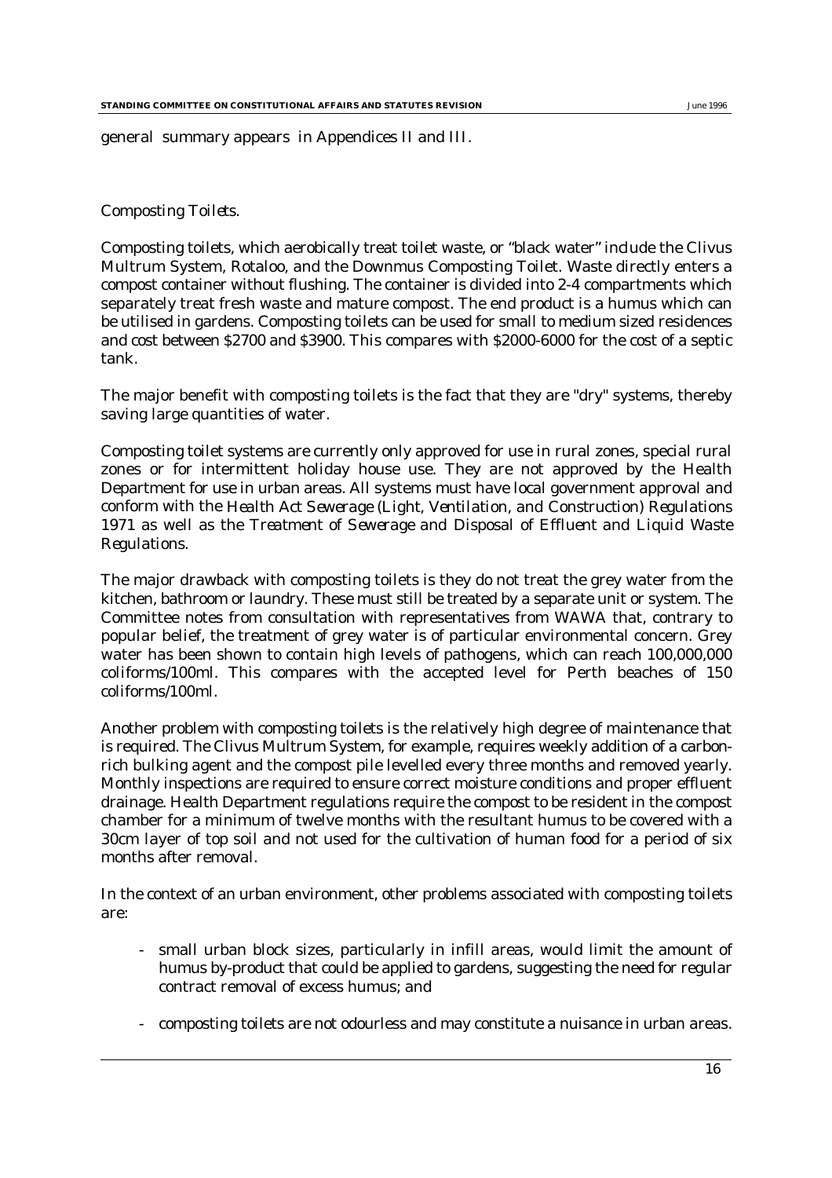general summary appears in Appendices II and III.

*Composting Toilets.*

Composting toilets, which aerobically treat toilet waste, or "black water" include the Clivus Multrum System, Rotaloo, and the Downmus Composting Toilet. Waste directly enters a compost container without flushing. The container is divided into 2-4 compartments which separately treat fresh waste and mature compost. The end product is a humus which can be utilised in gardens. Composting toilets can be used for small to medium sized residences and cost between $2700 and $3900. This compares with $2000-6000 for the cost of a septic tank.

The major benefit with composting toilets is the fact that they are "dry" systems, thereby saving large quantities of water.

Composting toilet systems are currently only approved for use in rural zones, special rural zones or for intermittent holiday house use. They are not approved by the Health Department for use in urban areas. All systems must have local government approval and conform with the *Health Act Sewerage (Light, Ventilation, and Construction) Regulations 1971* as well as the *Treatment of Sewerage and Disposal of Effluent and Liquid Waste Regulations*.

The major drawback with composting toilets is they do not treat the grey water from the kitchen, bathroom or laundry. These must still be treated by a separate unit or system. The Committee notes from consultation with representatives from WAWA that, contrary to popular belief, the treatment of grey water is of particular environmental concern. Grey water has been shown to contain high levels of pathogens, which can reach 100,000,000 coliforms/100ml. This compares with the accepted level for Perth beaches of 150 coliforms/100ml.

Another problem with composting toilets is the relatively high degree of maintenance that is required. The Clivus Multrum System, for example, requires weekly addition of a carbon-rich bulking agent and the compost pile levelled every three months and removed yearly. Monthly inspections are required to ensure correct moisture conditions and proper effluent drainage. Health Department regulations require the compost to be resident in the compost chamber for a minimum of twelve months with the resultant humus to be covered with a 30cm layer of top soil and not used for the cultivation of human food for a period of six months after removal.

In the context of an urban environment, other problems associated with composting toilets are:

- small urban block sizes, particularly in infill areas, would limit the amount of humus by-product that could be applied to gardens, suggesting the need for regular contract removal of excess humus; and
- composting toilets are not odourless and may constitute a nuisance in urban areas.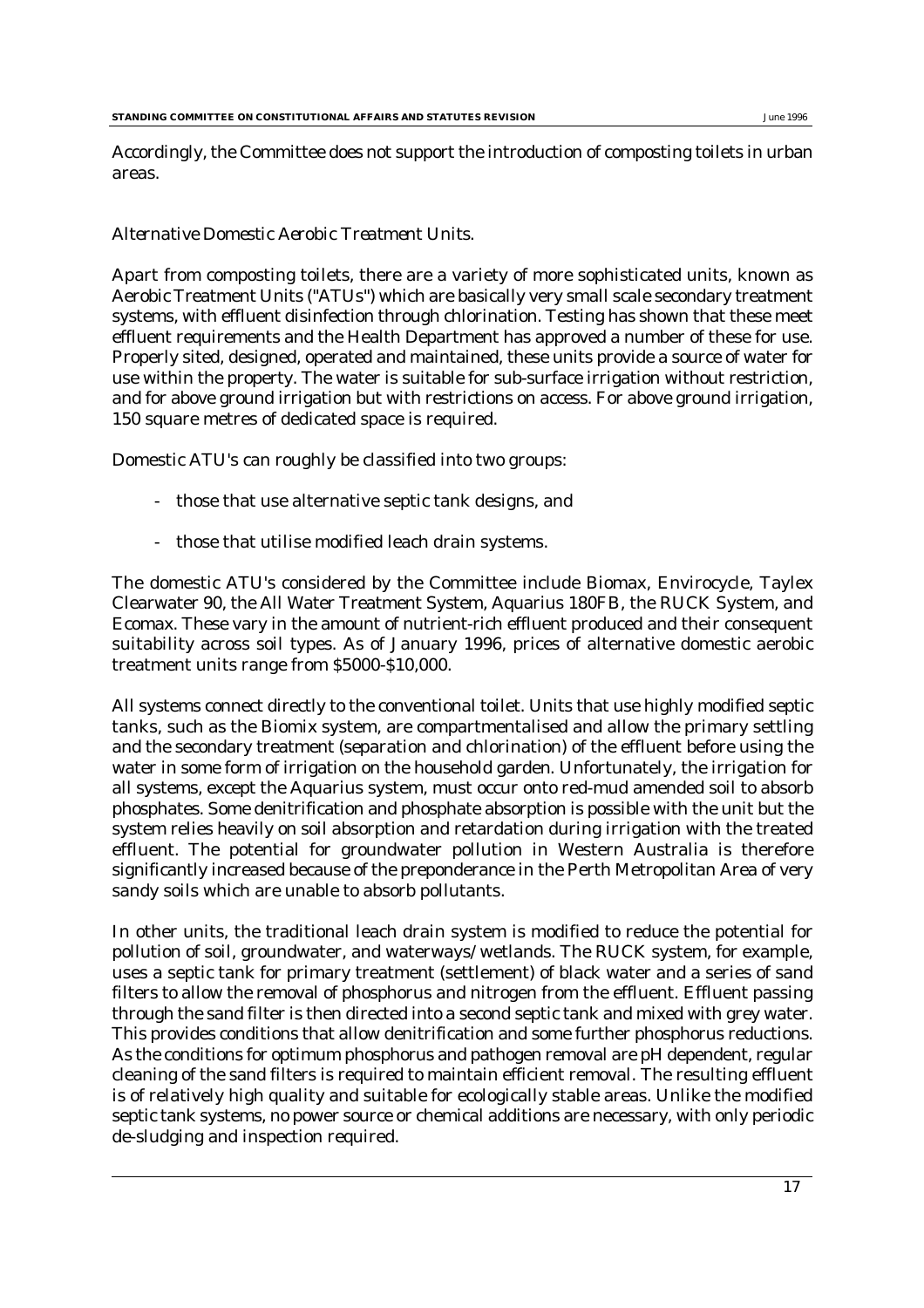Accordingly, the Committee does not support the introduction of composting toilets in urban areas.

*Alternative Domestic Aerobic Treatment Units.*

Apart from composting toilets, there are a variety of more sophisticated units, known as Aerobic Treatment Units ("ATUs") which are basically very small scale secondary treatment systems, with effluent disinfection through chlorination. Testing has shown that these meet effluent requirements and the Health Department has approved a number of these for use. Properly sited, designed, operated and maintained, these units provide a source of water for use within the property. The water is suitable for sub-surface irrigation without restriction, and for above ground irrigation but with restrictions on access. For above ground irrigation, 150 square metres of dedicated space is required.

Domestic ATU's can roughly be classified into two groups:

- those that use alternative septic tank designs, and
- those that utilise modified leach drain systems.

The domestic ATU's considered by the Committee include Biomax, Envirocycle, Taylex Clearwater 90, the All Water Treatment System, Aquarius 180FB, the RUCK System, and Ecomax. These vary in the amount of nutrient-rich effluent produced and their consequent suitability across soil types. As of January 1996, prices of alternative domestic aerobic treatment units range from $5000-$10,000.

All systems connect directly to the conventional toilet. Units that use highly modified septic tanks, such as the Biomix system, are compartmentalised and allow the primary settling and the secondary treatment (separation and chlorination) of the effluent before using the water in some form of irrigation on the household garden. Unfortunately, the irrigation for all systems, except the Aquarius system, must occur onto red-mud amended soil to absorb phosphates. Some denitrification and phosphate absorption is possible with the unit but the system relies heavily on soil absorption and retardation during irrigation with the treated effluent. The potential for groundwater pollution in Western Australia is therefore significantly increased because of the preponderance in the Perth Metropolitan Area of very sandy soils which are unable to absorb pollutants.

In other units, the traditional leach drain system is modified to reduce the potential for pollution of soil, groundwater, and waterways/wetlands. The RUCK system, for example, uses a septic tank for primary treatment (settlement) of black water and a series of sand filters to allow the removal of phosphorus and nitrogen from the effluent. Effluent passing through the sand filter is then directed into a second septic tank and mixed with grey water. This provides conditions that allow denitrification and some further phosphorus reductions. As the conditions for optimum phosphorus and pathogen removal are pH dependent, regular cleaning of the sand filters is required to maintain efficient removal. The resulting effluent is of relatively high quality and suitable for ecologically stable areas. Unlike the modified septic tank systems, no power source or chemical additions are necessary, with only periodic de-sludging and inspection required.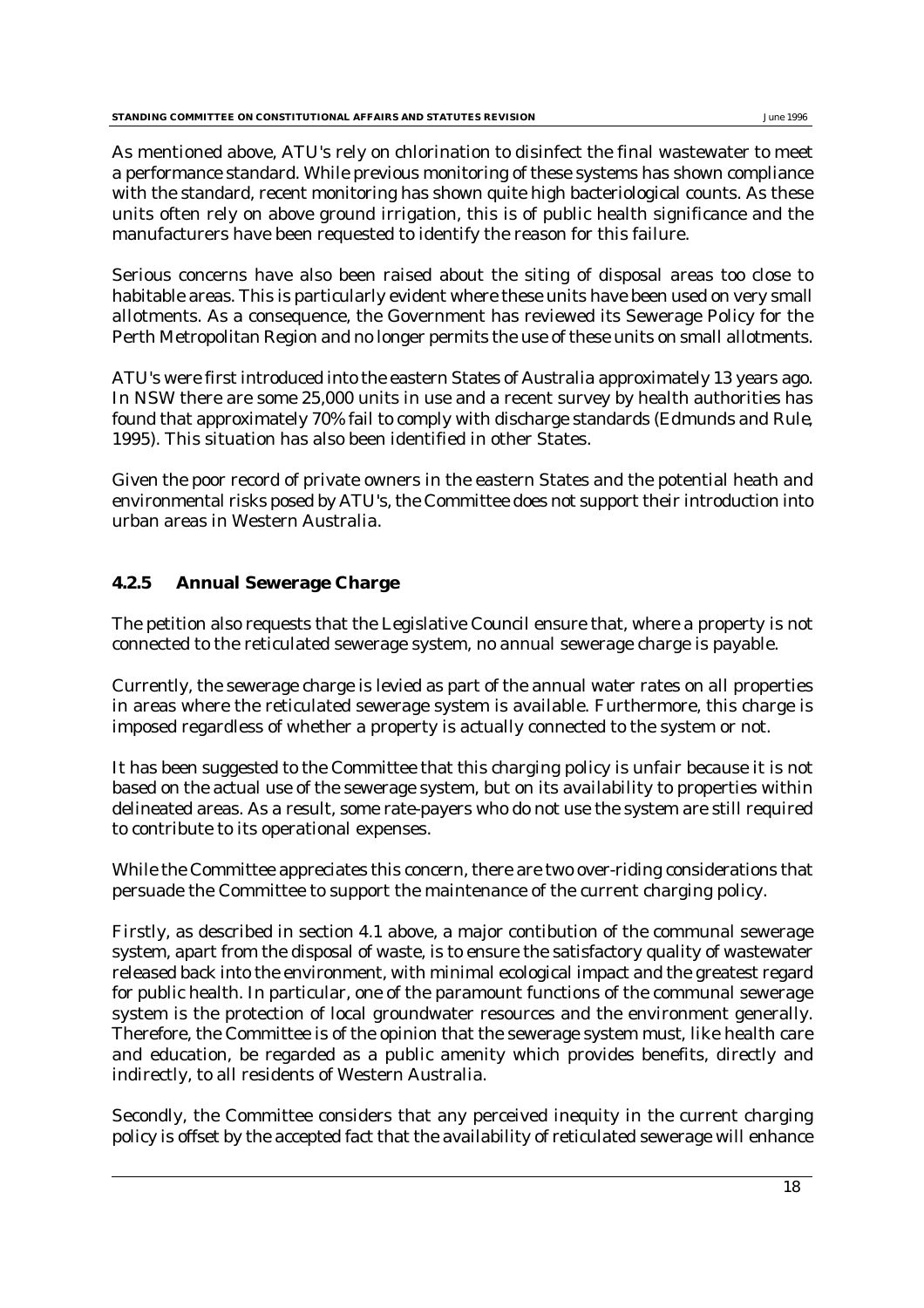As mentioned above, ATU's rely on chlorination to disinfect the final wastewater to meet a performance standard. While previous monitoring of these systems has shown compliance with the standard, recent monitoring has shown quite high bacteriological counts. As these units often rely on above ground irrigation, this is of public health significance and the manufacturers have been requested to identify the reason for this failure.

Serious concerns have also been raised about the siting of disposal areas too close to habitable areas. This is particularly evident where these units have been used on very small allotments. As a consequence, the Government has reviewed its Sewerage Policy for the Perth Metropolitan Region and no longer permits the use of these units on small allotments.

ATU's were first introduced into the eastern States of Australia approximately 13 years ago. In NSW there are some 25,000 units in use and a recent survey by health authorities has found that approximately 70% fail to comply with discharge standards (Edmunds and Rule, 1995). This situation has also been identified in other States.

Given the poor record of private owners in the eastern States and the potential heath and environmental risks posed by ATU's, the Committee does not support their introduction into urban areas in Western Australia.

### 4.2.5 Annual Sewerage Charge

The petition also requests that the Legislative Council ensure that, where a property is not connected to the reticulated sewerage system, no annual sewerage charge is payable.

Currently, the sewerage charge is levied as part of the annual water rates on all properties in areas where the reticulated sewerage system is available. Furthermore, this charge is imposed regardless of whether a property is actually connected to the system or not.

It has been suggested to the Committee that this charging policy is unfair because it is not based on the actual use of the sewerage system, but on its availability to properties within delineated areas. As a result, some rate-payers who do not use the system are still required to contribute to its operational expenses.

While the Committee appreciates this concern, there are two over-riding considerations that persuade the Committee to support the maintenance of the current charging policy.

Firstly, as described in section 4.1 above, a major contibution of the communal sewerage system, apart from the disposal of waste, is to ensure the satisfactory quality of wastewater released back into the environment, with minimal ecological impact and the greatest regard for public health. In particular, one of the paramount functions of the communal sewerage system is the protection of local groundwater resources and the environment generally. Therefore, the Committee is of the opinion that the sewerage system must, like health care and education, be regarded as a public amenity which provides benefits, directly and indirectly, to all residents of Western Australia.

Secondly, the Committee considers that any perceived inequity in the current charging policy is offset by the accepted fact that the availability of reticulated sewerage will enhance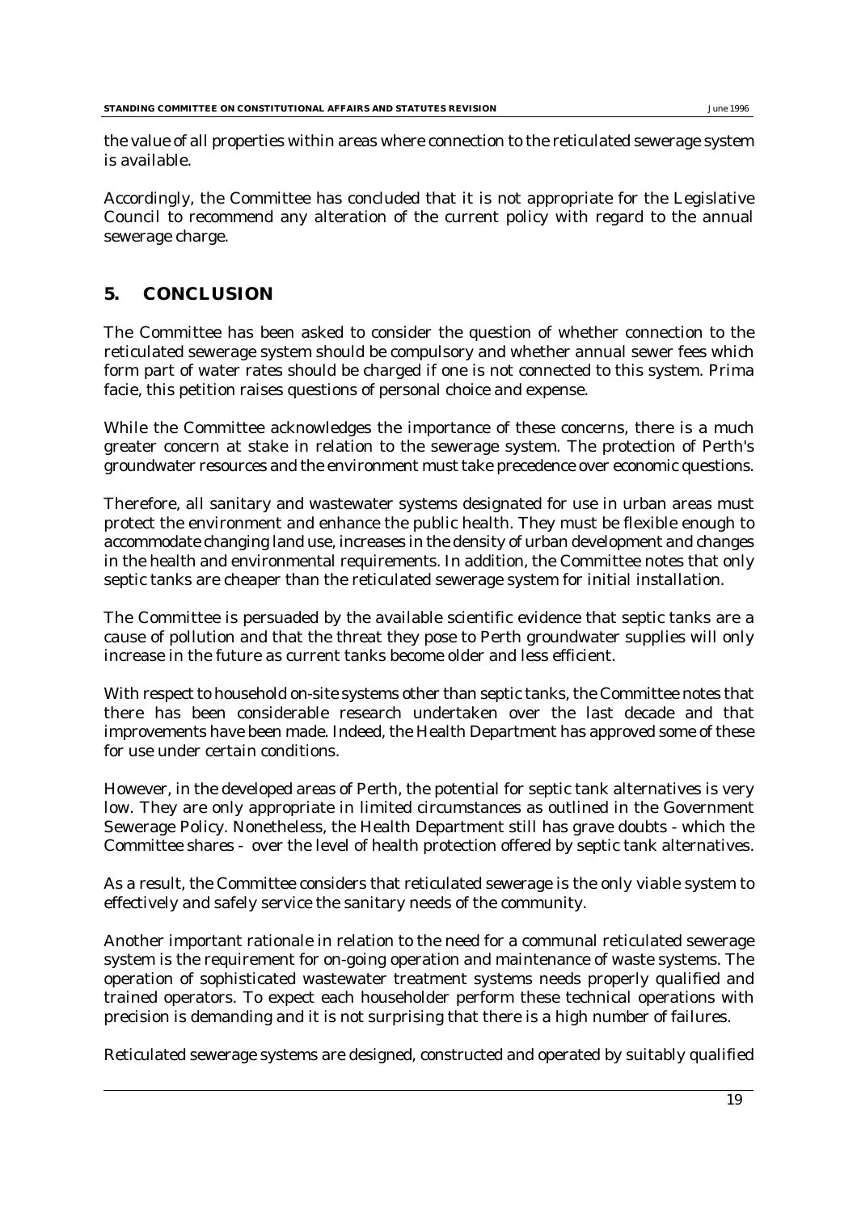the value of all properties within areas where connection to the reticulated sewerage system is available.

Accordingly, the Committee has concluded that it is not appropriate for the Legislative Council to recommend any alteration of the current policy with regard to the annual sewerage charge.

## 5. CONCLUSION

The Committee has been asked to consider the question of whether connection to the reticulated sewerage system should be compulsory and whether annual sewer fees which form part of water rates should be charged if one is not connected to this system. Prima facie, this petition raises questions of personal choice and expense.

While the Committee acknowledges the importance of these concerns, there is a much greater concern at stake in relation to the sewerage system. The protection of Perth's groundwater resources and the environment must take precedence over economic questions.

Therefore, all sanitary and wastewater systems designated for use in urban areas must protect the environment and enhance the public health. They must be flexible enough to accommodate changing land use, increases in the density of urban development and changes in the health and environmental requirements. In addition, the Committee notes that only septic tanks are cheaper than the reticulated sewerage system for initial installation.

The Committee is persuaded by the available scientific evidence that septic tanks are a cause of pollution and that the threat they pose to Perth groundwater supplies will only increase in the future as current tanks become older and less efficient.

With respect to household on-site systems other than septic tanks, the Committee notes that there has been considerable research undertaken over the last decade and that improvements have been made. Indeed, the Health Department has approved some of these for use under certain conditions.

However, in the developed areas of Perth, the potential for septic tank alternatives is very low. They are only appropriate in limited circumstances as outlined in the Government Sewerage Policy. Nonetheless, the Health Department still has grave doubts - which the Committee shares - over the level of health protection offered by septic tank alternatives.

As a result, the Committee considers that reticulated sewerage is the only viable system to effectively and safely service the sanitary needs of the community.

Another important rationale in relation to the need for a communal reticulated sewerage system is the requirement for on-going operation and maintenance of waste systems. The operation of sophisticated wastewater treatment systems needs properly qualified and trained operators. To expect each householder perform these technical operations with precision is demanding and it is not surprising that there is a high number of failures.

Reticulated sewerage systems are designed, constructed and operated by suitably qualified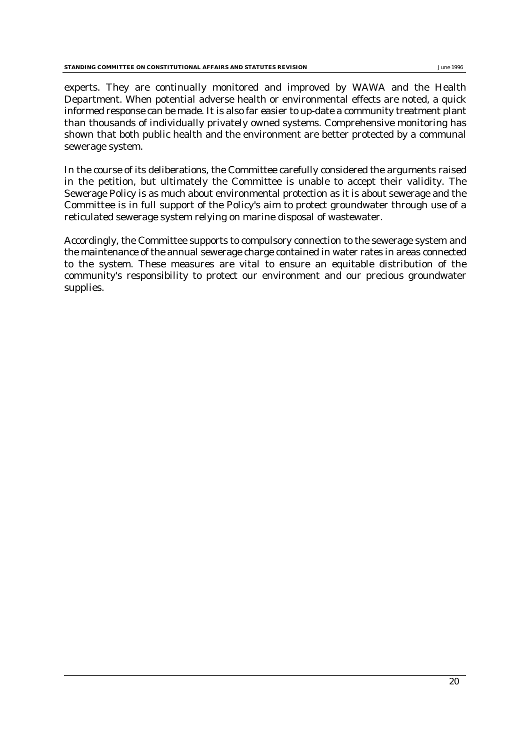experts. They are continually monitored and improved by WAWA and the Health Department. When potential adverse health or environmental effects are noted, a quick informed response can be made. It is also far easier to up-date a community treatment plant than thousands of individually privately owned systems. Comprehensive monitoring has shown that both public health and the environment are better protected by a communal sewerage system.

In the course of its deliberations, the Committee carefully considered the arguments raised in the petition, but ultimately the Committee is unable to accept their validity. The Sewerage Policy is as much about environmental protection as it is about sewerage and the Committee is in full support of the Policy's aim to protect groundwater through use of a reticulated sewerage system relying on marine disposal of wastewater.

Accordingly, the Committee supports to compulsory connection to the sewerage system and the maintenance of the annual sewerage charge contained in water rates in areas connected to the system. These measures are vital to ensure an equitable distribution of the community's responsibility to protect our environment and our precious groundwater supplies.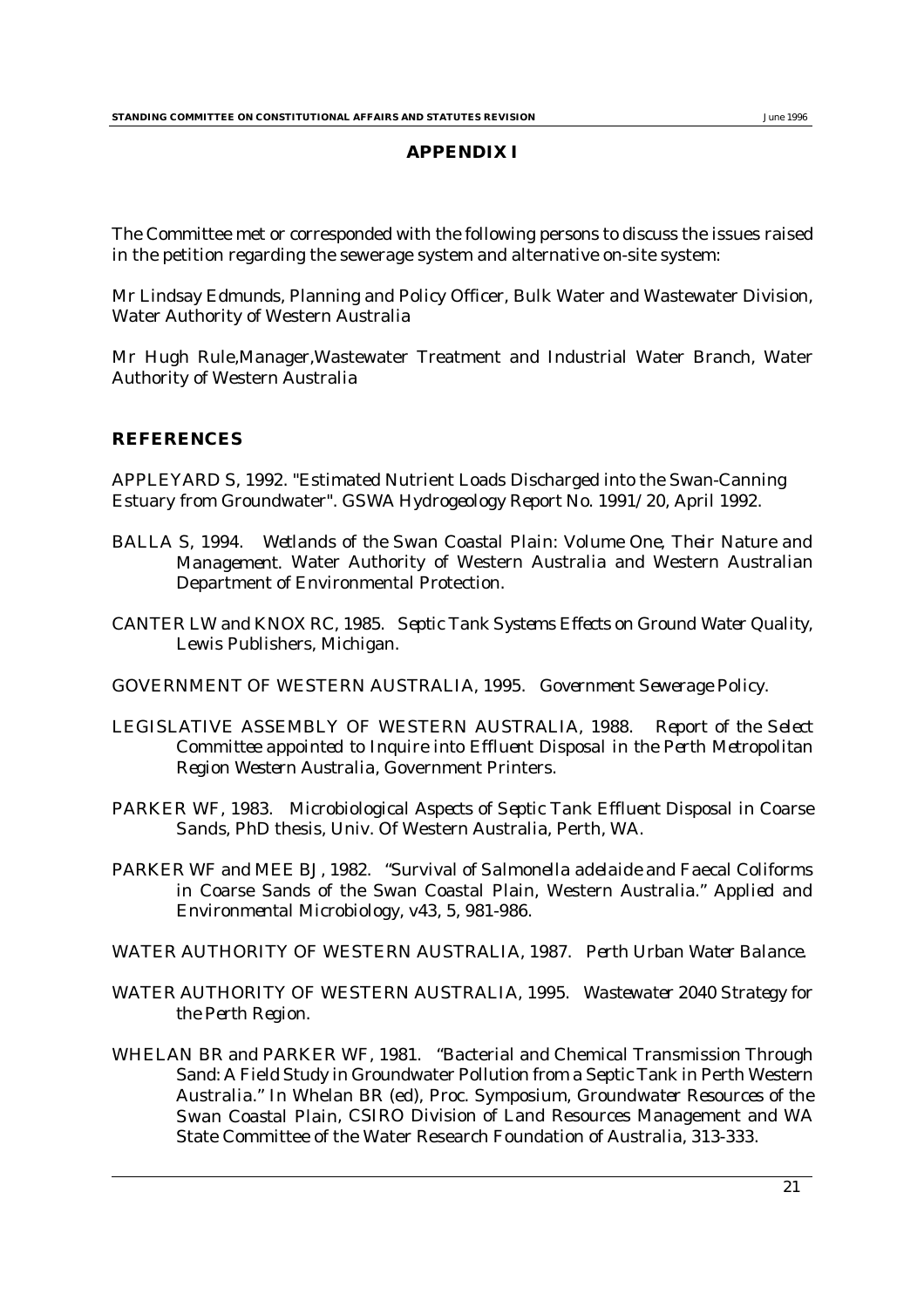## APPENDIX I

The Committee met or corresponded with the following persons to discuss the issues raised in the petition regarding the sewerage system and alternative on-site system:

Mr Lindsay Edmunds, Planning and Policy Officer, Bulk Water and Wastewater Division, Water Authority of Western Australia

Mr Hugh Rule,Manager,Wastewater Treatment and Industrial Water Branch, Water Authority of Western Australia

## REFERENCES

APPLEYARD S, 1992. "Estimated Nutrient Loads Discharged into the Swan-Canning Estuary from Groundwater". *GSWA Hydrogeology Report No. 1991/20*, April 1992.

BALLA S, 1994. *Wetlands of the Swan Coastal Plain: Volume One, Their Nature and Management.* Water Authority of Western Australia and Western Australian Department of Environmental Protection.

CANTER LW and KNOX RC, 1985. *Septic Tank Systems Effects on Ground Water Quality*, Lewis Publishers, Michigan.

GOVERNMENT OF WESTERN AUSTRALIA, 1995. *Government Sewerage Policy.*

LEGISLATIVE ASSEMBLY OF WESTERN AUSTRALIA, 1988. *Report of the Select Committee appointed to Inquire into Effluent Disposal in the Perth Metropolitan Region Western Australia*, Government Printers.

PARKER WF, 1983. *Microbiological Aspects of Septic Tank Effluent Disposal in Coarse Sands*, PhD thesis, Univ. Of Western Australia, Perth, WA.

PARKER WF and MEE BJ, 1982. "Survival of *Salmonella adelaide* and Faecal Coliforms in Coarse Sands of the Swan Coastal Plain, Western Australia." *Applied and Environmental Microbiology*, v43, 5, 981-986.

WATER AUTHORITY OF WESTERN AUSTRALIA, 1987. *Perth Urban Water Balance.*

WATER AUTHORITY OF WESTERN AUSTRALIA, 1995. *Wastewater 2040 Strategy for the Perth Region.*

WHELAN BR and PARKER WF, 1981. "Bacterial and Chemical Transmission Through Sand: A Field Study in Groundwater Pollution from a Septic Tank in Perth Western Australia." In Whelan BR (ed), *Proc. Symposium, Groundwater Resources of the Swan Coastal Plain*, CSIRO Division of Land Resources Management and WA State Committee of the Water Research Foundation of Australia, 313-333.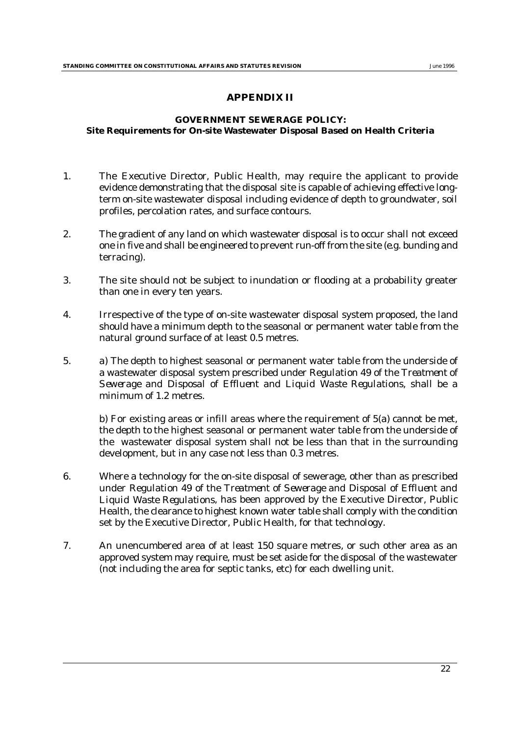## APPENDIX II

### GOVERNMENT SEWERAGE POLICY:
### Site Requirements for On-site Wastewater Disposal Based on Health Criteria

1. The Executive Director, Public Health, may require the applicant to provide evidence demonstrating that the disposal site is capable of achieving effective long-term on-site wastewater disposal including evidence of depth to groundwater, soil profiles, percolation rates, and surface contours.

2. The gradient of any land on which wastewater disposal is to occur shall not exceed one in five and shall be engineered to prevent run-off from the site (e.g. bunding and terracing).

3. The site should not be subject to inundation or flooding at a probability greater than one in every ten years.

4. Irrespective of the type of on-site wastewater disposal system proposed, the land should have a minimum depth to the seasonal or permanent water table from the natural ground surface of at least 0.5 metres.

5. a) The depth to highest seasonal or permanent water table from the underside of a wastewater disposal system prescribed under Regulation 49 of the *Treatment of Sewerage and Disposal of Effluent and Liquid Waste Regulations*, shall be a minimum of 1.2 metres.

   b) For existing areas or infill areas where the requirement of 5(a) cannot be met, the depth to the highest seasonal or permanent water table from the underside of the wastewater disposal system shall not be less than that in the surrounding development, but in any case not less than 0.3 metres.

6. Where a technology for the on-site disposal of sewerage, other than as prescribed under Regulation 49 of the *Treatment of Sewerage and Disposal of Effluent and Liquid Waste Regulations*, has been approved by the Executive Director, Public Health, the clearance to highest known water table shall comply with the condition set by the Executive Director, Public Health, for that technology.

7. An unencumbered area of at least 150 square metres, or such other area as an approved system may require, must be set aside for the disposal of the wastewater (not including the area for septic tanks, etc) for each dwelling unit.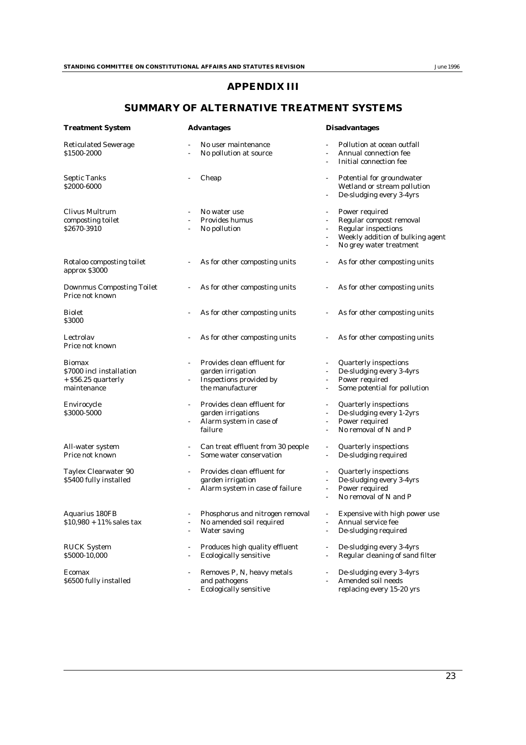## APPENDIX III

## SUMMARY OF ALTERNATIVE TREATMENT SYSTEMS

| Treatment System | Advantages | Disadvantages |
|---|---|---|
| Reticulated Sewerage<br>$1500-2000 | - No user maintenance<br>- No pollution at source | - Pollution at ocean outfall<br>- Annual connection fee<br>- Initial connection fee |
| Septic Tanks<br>$2000-6000 | - Cheap | - Potential for groundwater Wetland or stream pollution<br>- De-sludging every 3-4yrs |
| Clivus Multrum composting toilet<br>$2670-3910 | - No water use<br>- Provides humus<br>- No pollution | - Power required<br>- Regular compost removal<br>- Regular inspections<br>- Weekly addition of bulking agent<br>- No grey water treatment |
| Rotaloo composting toilet<br>approx $3000 | - As for other composting units | - As for other composting units |
| Downmus Composting Toilet<br>Price not known | - As for other composting units | - As for other composting units |
| Biolet<br>$3000 | - As for other composting units | - As for other composting units |
| Lectrolav<br>Price not known | - As for other composting units | - As for other composting units |
| Biomax<br>$7000 incl installation + $56.25 quarterly maintenance | - Provides clean effluent for garden irrigation<br>- Inspections provided by the manufacturer | - Quarterly inspections<br>- De-sludging every 3-4yrs<br>- Power required<br>- Some potential for pollution |
| Envirocycle<br>$3000-5000 | - Provides clean effluent for garden irrigations<br>- Alarm system in case of failure | - Quarterly inspections<br>- De-sludging every 1-2yrs<br>- Power required<br>- No removal of N and P |
| All-water system<br>Price not known | - Can treat effluent from 30 people<br>- Some water conservation | - Quarterly inspections<br>- De-sludging required |
| Taylex Clearwater 90<br>$5400 fully installed | - Provides clean effluent for garden irrigation<br>- Alarm system in case of failure | - Quarterly inspections<br>- De-sludging every 3-4yrs<br>- Power required<br>- No removal of N and P |
| Aquarius 180FB<br>$10,980 + 11% sales tax | - Phosphorus and nitrogen removal<br>- No amended soil required<br>- Water saving | - Expensive with high power use<br>- Annual service fee<br>- De-sludging required |
| RUCK System<br>$5000-10,000 | - Produces high quality effluent<br>- Ecologically sensitive | - De-sludging every 3-4yrs<br>- Regular cleaning of sand filter |
| Ecomax<br>$6500 fully installed | - Removes P, N, heavy metals and pathogens<br>- Ecologically sensitive | - De-sludging every 3-4yrs<br>- Amended soil needs replacing every 15-20 yrs |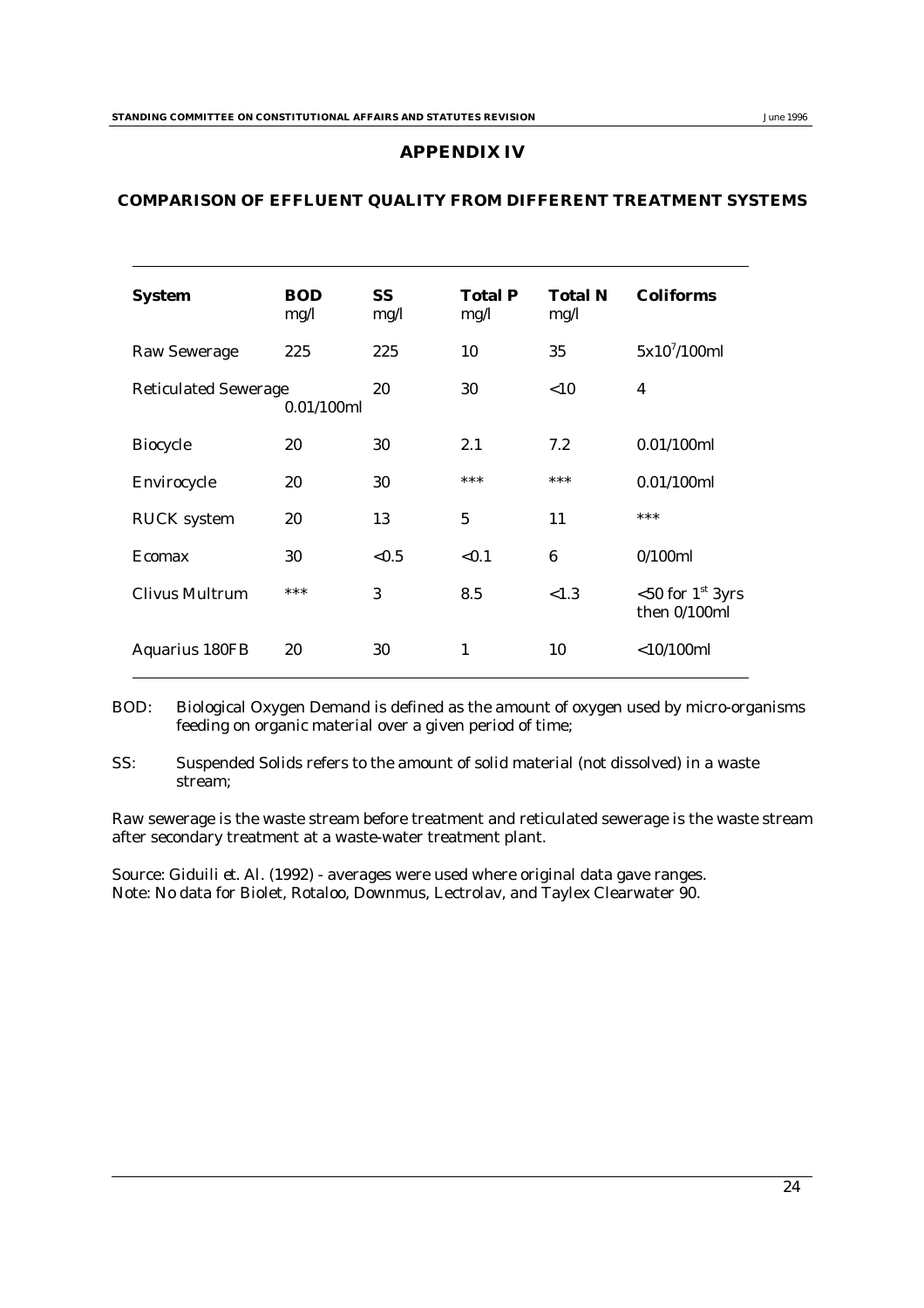# APPENDIX IV

## COMPARISON OF EFFLUENT QUALITY FROM DIFFERENT TREATMENT SYSTEMS

| System | BOD mg/l | SS mg/l | Total P mg/l | Total N mg/l | Coliforms |
|---|---|---|---|---|---|
| Raw Sewerage | 225 | 225 | 10 | 35 | $5x10^7$/100ml |
| Reticulated Sewerage | 0.01/100ml | 20 | 30 | <10 | 4 |
| Biocycle | 20 | 30 | 2.1 | 7.2 | 0.01/100ml |
| Envirocycle | 20 | 30 | *** | *** | 0.01/100ml |
| RUCK system | 20 | 13 | 5 | 11 | *** |
| Ecomax | 30 | <0.5 | <0.1 | 6 | 0/100ml |
| Clivus Multrum | *** | 3 | 8.5 | <1.3 | <50 for 1st 3yrs then 0/100ml |
| Aquarius 180FB | 20 | 30 | 1 | 10 | <10/100ml |

BOD: Biological Oxygen Demand is defined as the amount of oxygen used by micro-organisms feeding on organic material over a given period of time;

SS: Suspended Solids refers to the amount of solid material (not dissolved) in a waste stream;

Raw sewerage is the waste stream before treatment and reticulated sewerage is the waste stream after secondary treatment at a waste-water treatment plant.

Source: Giduili et. Al. (1992) - averages were used where original data gave ranges.
Note: No data for Biolet, Rotaloo, Downmus, Lectrolav, and Taylex Clearwater 90.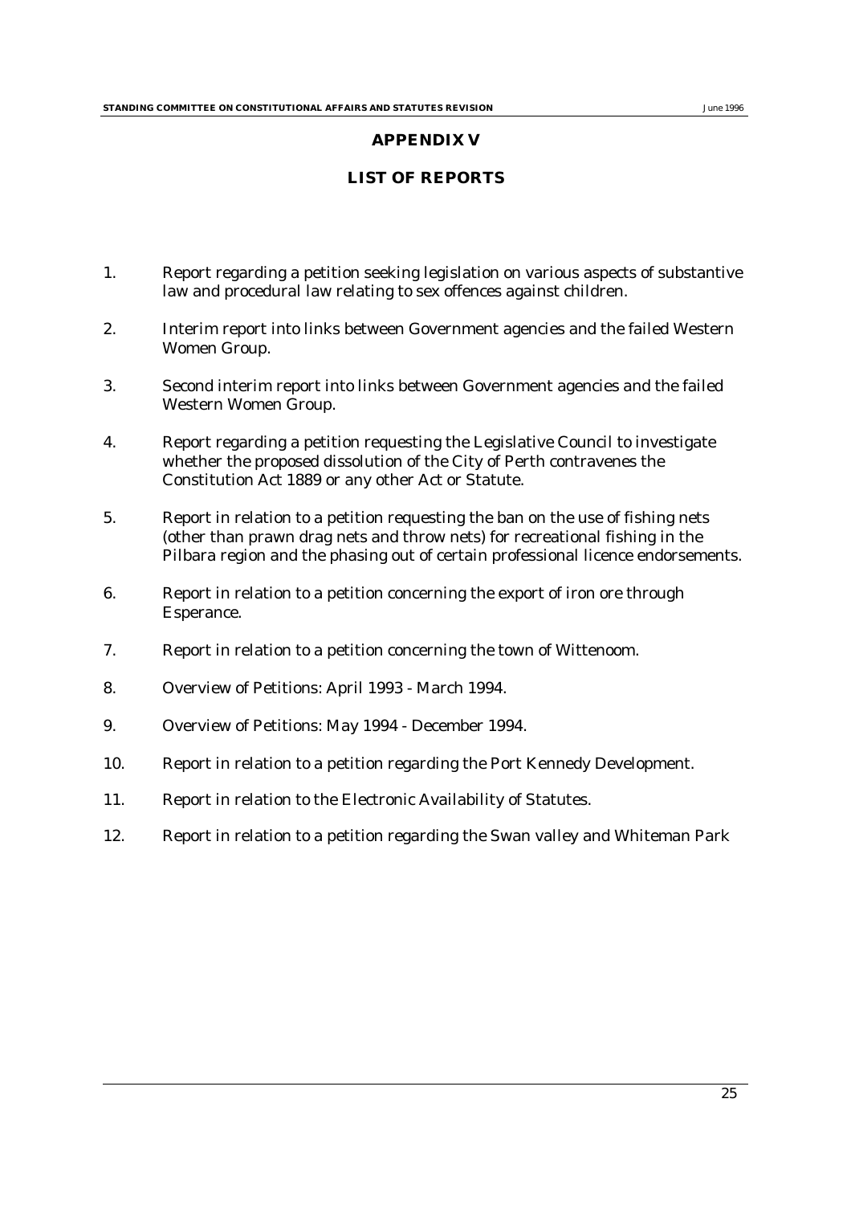## APPENDIX V

## LIST OF REPORTS

1. Report regarding a petition seeking legislation on various aspects of substantive law and procedural law relating to sex offences against children.

2. Interim report into links between Government agencies and the failed Western Women Group.

3. Second interim report into links between Government agencies and the failed Western Women Group.

4. Report regarding a petition requesting the Legislative Council to investigate whether the proposed dissolution of the City of Perth contravenes the Constitution Act 1889 or any other Act or Statute.

5. Report in relation to a petition requesting the ban on the use of fishing nets (other than prawn drag nets and throw nets) for recreational fishing in the Pilbara region and the phasing out of certain professional licence endorsements.

6. Report in relation to a petition concerning the export of iron ore through Esperance.

7. Report in relation to a petition concerning the town of Wittenoom.

8. Overview of Petitions: April 1993 - March 1994.

9. Overview of Petitions: May 1994 - December 1994.

10. Report in relation to a petition regarding the Port Kennedy Development.

11. Report in relation to the Electronic Availability of Statutes.

12. Report in relation to a petition regarding the Swan valley and Whiteman Park